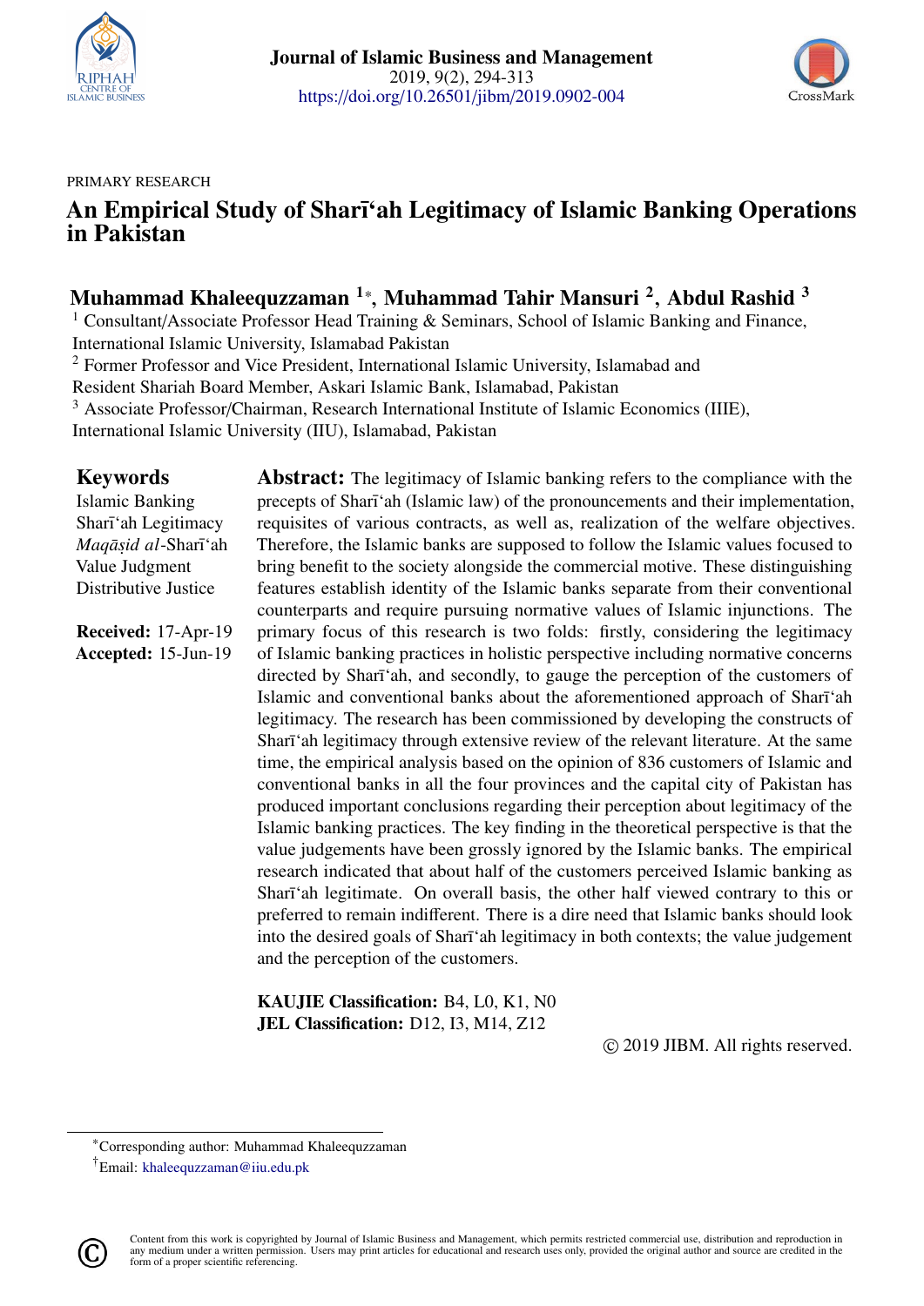PRIMARY RESEARCH

# An Empirical Study of Sharī'ah Legitimacy of Islamic Banking Operations in Pakistan

**Muhammad Khaleequzzaman [1]\*, Muhammad Tahir Mansuri [2], Abdul Rashid [3]**

[1] Consultant/Associate Professor Head Training & Seminars, School of Islamic Banking and Finance, International Islamic University, Islamabad Pakistan

[2] Former Professor and Vice President, International Islamic University, Islamabad and Resident Shariah Board Member, Askari Islamic Bank, Islamabad, Pakistan

[3] Associate Professor/Chairman, Research International Institute of Islamic Economics (IIIE), International Islamic University (IIU), Islamabad, Pakistan

## Keywords

Islamic Banking
Sharī'ah Legitimacy
*Maqāṣid al*-Sharī'ah
Value Judgment
Distributive Justice

**Received:** 17-Apr-19
**Accepted:** 15-Jun-19

**Abstract:** The legitimacy of Islamic banking refers to the compliance with the precepts of Sharī'ah (Islamic law) of the pronouncements and their implementation, requisites of various contracts, as well as, realization of the welfare objectives. Therefore, the Islamic banks are supposed to follow the Islamic values focused to bring benefit to the society alongside the commercial motive. These distinguishing features establish identity of the Islamic banks separate from their conventional counterparts and require pursuing normative values of Islamic injunctions. The primary focus of this research is two folds: firstly, considering the legitimacy of Islamic banking practices in holistic perspective including normative concerns directed by Sharī'ah, and secondly, to gauge the perception of the customers of Islamic and conventional banks about the aforementioned approach of Sharī'ah legitimacy. The research has been commissioned by developing the constructs of Sharī'ah legitimacy through extensive review of the relevant literature. At the same time, the empirical analysis based on the opinion of 836 customers of Islamic and conventional banks in all the four provinces and the capital city of Pakistan has produced important conclusions regarding their perception about legitimacy of the Islamic banking practices. The key finding in the theoretical perspective is that the value judgements have been grossly ignored by the Islamic banks. The empirical research indicated that about half of the customers perceived Islamic banking as Sharī'ah legitimate. On overall basis, the other half viewed contrary to this or preferred to remain indifferent. There is a dire need that Islamic banks should look into the desired goals of Sharī'ah legitimacy in both contexts; the value judgement and the perception of the customers.

**KAUJIE Classification:** B4, L0, K1, N0
**JEL Classification:** D12, I3, M14, Z12

© 2019 JIBM. All rights reserved.

---

\*Corresponding author: Muhammad Khaleequzzaman

†Email: khaleequzzaman@iiu.edu.pk

Content from this work is copyrighted by Journal of Islamic Business and Management, which permits restricted commercial use, distribution and reproduction in any medium under a written permission. Users may print articles for educational and research uses only, provided the original author and source are credited in the form of a proper scientific referencing.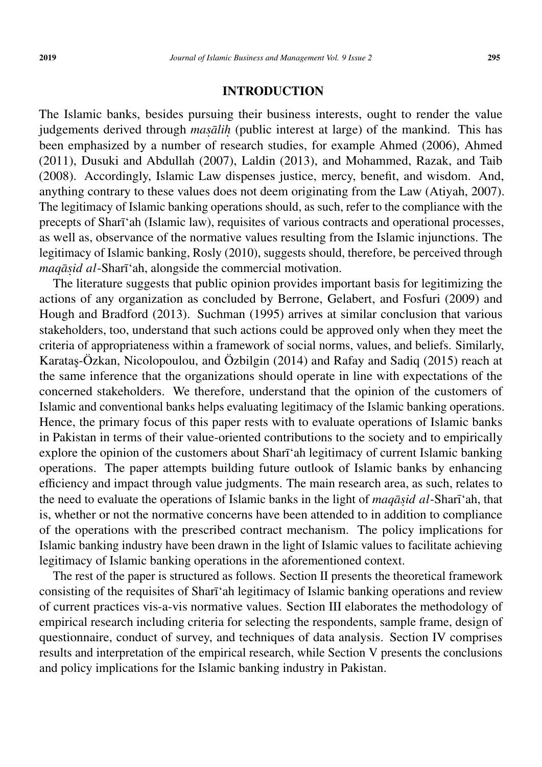## INTRODUCTION

The Islamic banks, besides pursuing their business interests, ought to render the value judgements derived through *maṣāliḥ* (public interest at large) of the mankind. This has been emphasized by a number of research studies, for example Ahmed (2006), Ahmed (2011), Dusuki and Abdullah (2007), Laldin (2013), and Mohammed, Razak, and Taib (2008). Accordingly, Islamic Law dispenses justice, mercy, benefit, and wisdom. And, anything contrary to these values does not deem originating from the Law (Atiyah, 2007). The legitimacy of Islamic banking operations should, as such, refer to the compliance with the precepts of Sharī'ah (Islamic law), requisites of various contracts and operational processes, as well as, observance of the normative values resulting from the Islamic injunctions. The legitimacy of Islamic banking, Rosly (2010), suggests should, therefore, be perceived through *maqāṣid al*-Sharī'ah, alongside the commercial motivation.

The literature suggests that public opinion provides important basis for legitimizing the actions of any organization as concluded by Berrone, Gelabert, and Fosfuri (2009) and Hough and Bradford (2013). Suchman (1995) arrives at similar conclusion that various stakeholders, too, understand that such actions could be approved only when they meet the criteria of appropriateness within a framework of social norms, values, and beliefs. Similarly, Karataş-Özkan, Nicolopoulou, and Özbilgin (2014) and Rafay and Sadiq (2015) reach at the same inference that the organizations should operate in line with expectations of the concerned stakeholders. We therefore, understand that the opinion of the customers of Islamic and conventional banks helps evaluating legitimacy of the Islamic banking operations. Hence, the primary focus of this paper rests with to evaluate operations of Islamic banks in Pakistan in terms of their value-oriented contributions to the society and to empirically explore the opinion of the customers about Sharī'ah legitimacy of current Islamic banking operations. The paper attempts building future outlook of Islamic banks by enhancing efficiency and impact through value judgments. The main research area, as such, relates to the need to evaluate the operations of Islamic banks in the light of *maqāṣid al*-Sharī'ah, that is, whether or not the normative concerns have been attended to in addition to compliance of the operations with the prescribed contract mechanism. The policy implications for Islamic banking industry have been drawn in the light of Islamic values to facilitate achieving legitimacy of Islamic banking operations in the aforementioned context.

The rest of the paper is structured as follows. Section II presents the theoretical framework consisting of the requisites of Sharī'ah legitimacy of Islamic banking operations and review of current practices vis-a-vis normative values. Section III elaborates the methodology of empirical research including criteria for selecting the respondents, sample frame, design of questionnaire, conduct of survey, and techniques of data analysis. Section IV comprises results and interpretation of the empirical research, while Section V presents the conclusions and policy implications for the Islamic banking industry in Pakistan.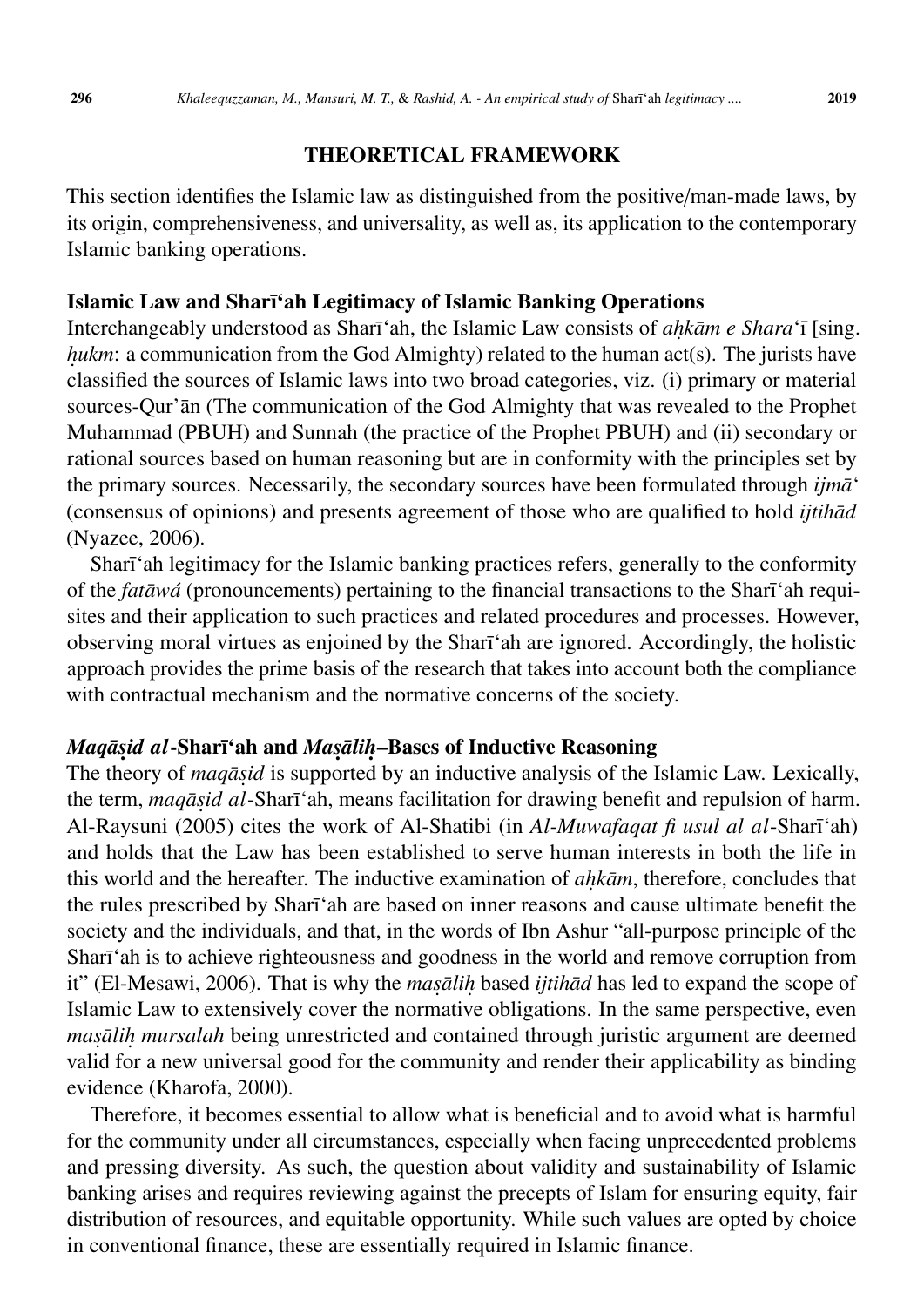## THEORETICAL FRAMEWORK

This section identifies the Islamic law as distinguished from the positive/man-made laws, by its origin, comprehensiveness, and universality, as well as, its application to the contemporary Islamic banking operations.

### Islamic Law and Sharīʿah Legitimacy of Islamic Banking Operations

Interchangeably understood as Sharīʿah, the Islamic Law consists of *aḥkām e Shara*ʿī [sing. *ḥukm*: a communication from the God Almighty) related to the human act(s). The jurists have classified the sources of Islamic laws into two broad categories, viz. (i) primary or material sources-Qurʾān (The communication of the God Almighty that was revealed to the Prophet Muhammad (PBUH) and Sunnah (the practice of the Prophet PBUH) and (ii) secondary or rational sources based on human reasoning but are in conformity with the principles set by the primary sources. Necessarily, the secondary sources have been formulated through *ijmā*ʿ (consensus of opinions) and presents agreement of those who are qualified to hold *ijtihād* (Nyazee, 2006).

Sharīʿah legitimacy for the Islamic banking practices refers, generally to the conformity of the *fatāwá* (pronouncements) pertaining to the financial transactions to the Sharīʿah requisites and their application to such practices and related procedures and processes. However, observing moral virtues as enjoined by the Sharīʿah are ignored. Accordingly, the holistic approach provides the prime basis of the research that takes into account both the compliance with contractual mechanism and the normative concerns of the society.

### *Maqāṣid al*-Sharīʿah and *Maṣāliḥ*–Bases of Inductive Reasoning

The theory of *maqāṣid* is supported by an inductive analysis of the Islamic Law. Lexically, the term, *maqāṣid al*-Sharīʿah, means facilitation for drawing benefit and repulsion of harm. Al-Raysuni (2005) cites the work of Al-Shatibi (in *Al-Muwafaqat fi usul al al*-Sharīʿah) and holds that the Law has been established to serve human interests in both the life in this world and the hereafter. The inductive examination of *aḥkām*, therefore, concludes that the rules prescribed by Sharīʿah are based on inner reasons and cause ultimate benefit the society and the individuals, and that, in the words of Ibn Ashur "all-purpose principle of the Sharīʿah is to achieve righteousness and goodness in the world and remove corruption from it" (El-Mesawi, 2006). That is why the *maṣāliḥ* based *ijtihād* has led to expand the scope of Islamic Law to extensively cover the normative obligations. In the same perspective, even *maṣāliḥ mursalah* being unrestricted and contained through juristic argument are deemed valid for a new universal good for the community and render their applicability as binding evidence (Kharofa, 2000).

Therefore, it becomes essential to allow what is beneficial and to avoid what is harmful for the community under all circumstances, especially when facing unprecedented problems and pressing diversity. As such, the question about validity and sustainability of Islamic banking arises and requires reviewing against the precepts of Islam for ensuring equity, fair distribution of resources, and equitable opportunity. While such values are opted by choice in conventional finance, these are essentially required in Islamic finance.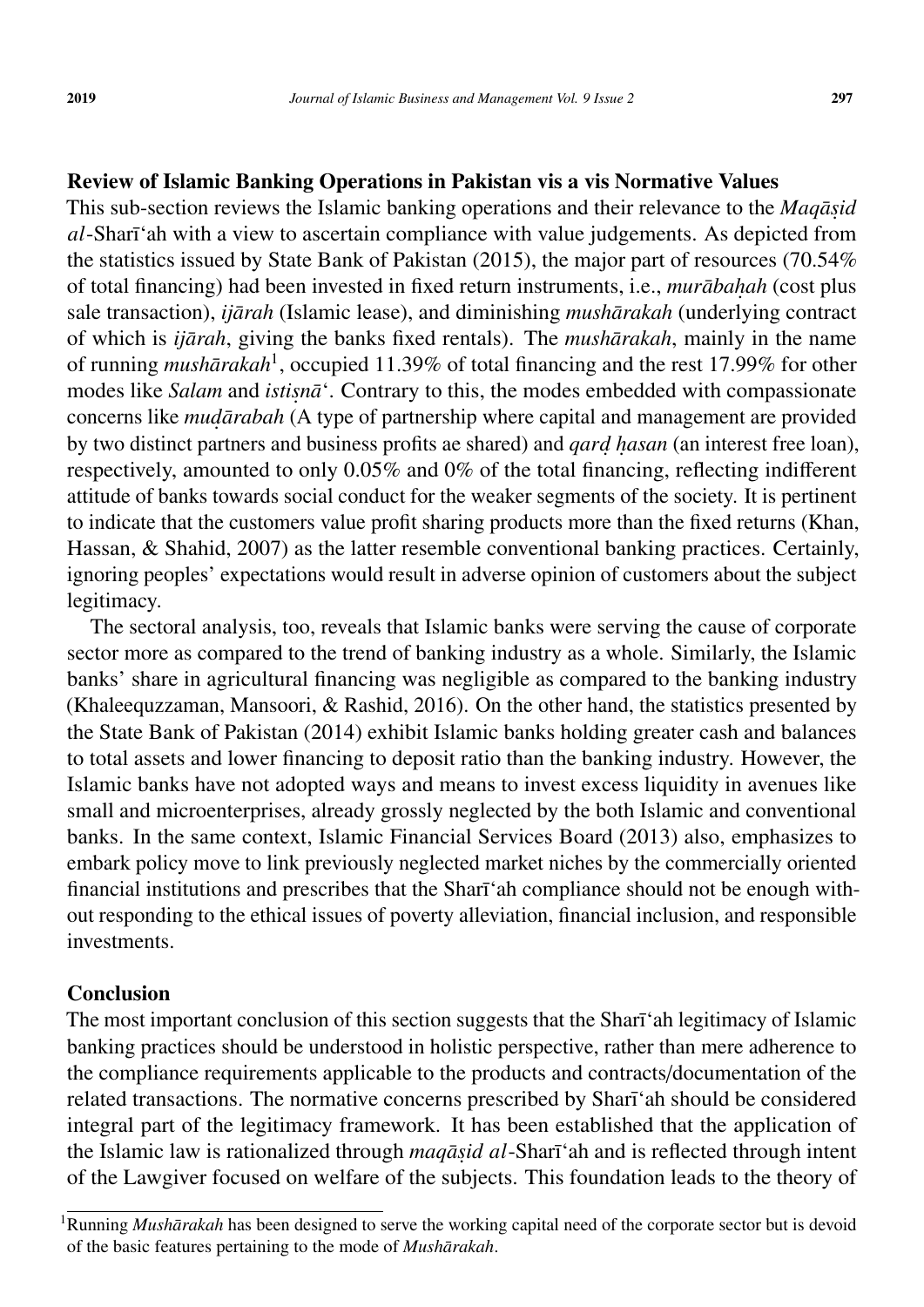## Review of Islamic Banking Operations in Pakistan vis a vis Normative Values

This sub-section reviews the Islamic banking operations and their relevance to the *Maqāṣid al*-Sharī'ah with a view to ascertain compliance with value judgements. As depicted from the statistics issued by State Bank of Pakistan (2015), the major part of resources (70.54% of total financing) had been invested in fixed return instruments, i.e., *murābaḥah* (cost plus sale transaction), *ijārah* (Islamic lease), and diminishing *mushārakah* (underlying contract of which is *ijārah*, giving the banks fixed rentals). The *mushārakah*, mainly in the name of running *mushārakah*[1], occupied 11.39% of total financing and the rest 17.99% for other modes like *Salam* and *istiṣnā'*. Contrary to this, the modes embedded with compassionate concerns like *muḍārabah* (A type of partnership where capital and management are provided by two distinct partners and business profits ae shared) and *qarḍ ḥasan* (an interest free loan), respectively, amounted to only 0.05% and 0% of the total financing, reflecting indifferent attitude of banks towards social conduct for the weaker segments of the society. It is pertinent to indicate that the customers value profit sharing products more than the fixed returns (Khan, Hassan, & Shahid, 2007) as the latter resemble conventional banking practices. Certainly, ignoring peoples' expectations would result in adverse opinion of customers about the subject legitimacy.

The sectoral analysis, too, reveals that Islamic banks were serving the cause of corporate sector more as compared to the trend of banking industry as a whole. Similarly, the Islamic banks' share in agricultural financing was negligible as compared to the banking industry (Khaleequzzaman, Mansoori, & Rashid, 2016). On the other hand, the statistics presented by the State Bank of Pakistan (2014) exhibit Islamic banks holding greater cash and balances to total assets and lower financing to deposit ratio than the banking industry. However, the Islamic banks have not adopted ways and means to invest excess liquidity in avenues like small and microenterprises, already grossly neglected by the both Islamic and conventional banks. In the same context, Islamic Financial Services Board (2013) also, emphasizes to embark policy move to link previously neglected market niches by the commercially oriented financial institutions and prescribes that the Sharī'ah compliance should not be enough without responding to the ethical issues of poverty alleviation, financial inclusion, and responsible investments.

## Conclusion

The most important conclusion of this section suggests that the Sharī'ah legitimacy of Islamic banking practices should be understood in holistic perspective, rather than mere adherence to the compliance requirements applicable to the products and contracts/documentation of the related transactions. The normative concerns prescribed by Sharī'ah should be considered integral part of the legitimacy framework. It has been established that the application of the Islamic law is rationalized through *maqāṣid al*-Sharī'ah and is reflected through intent of the Lawgiver focused on welfare of the subjects. This foundation leads to the theory of

[1]Running *Mushārakah* has been designed to serve the working capital need of the corporate sector but is devoid of the basic features pertaining to the mode of *Mushārakah*.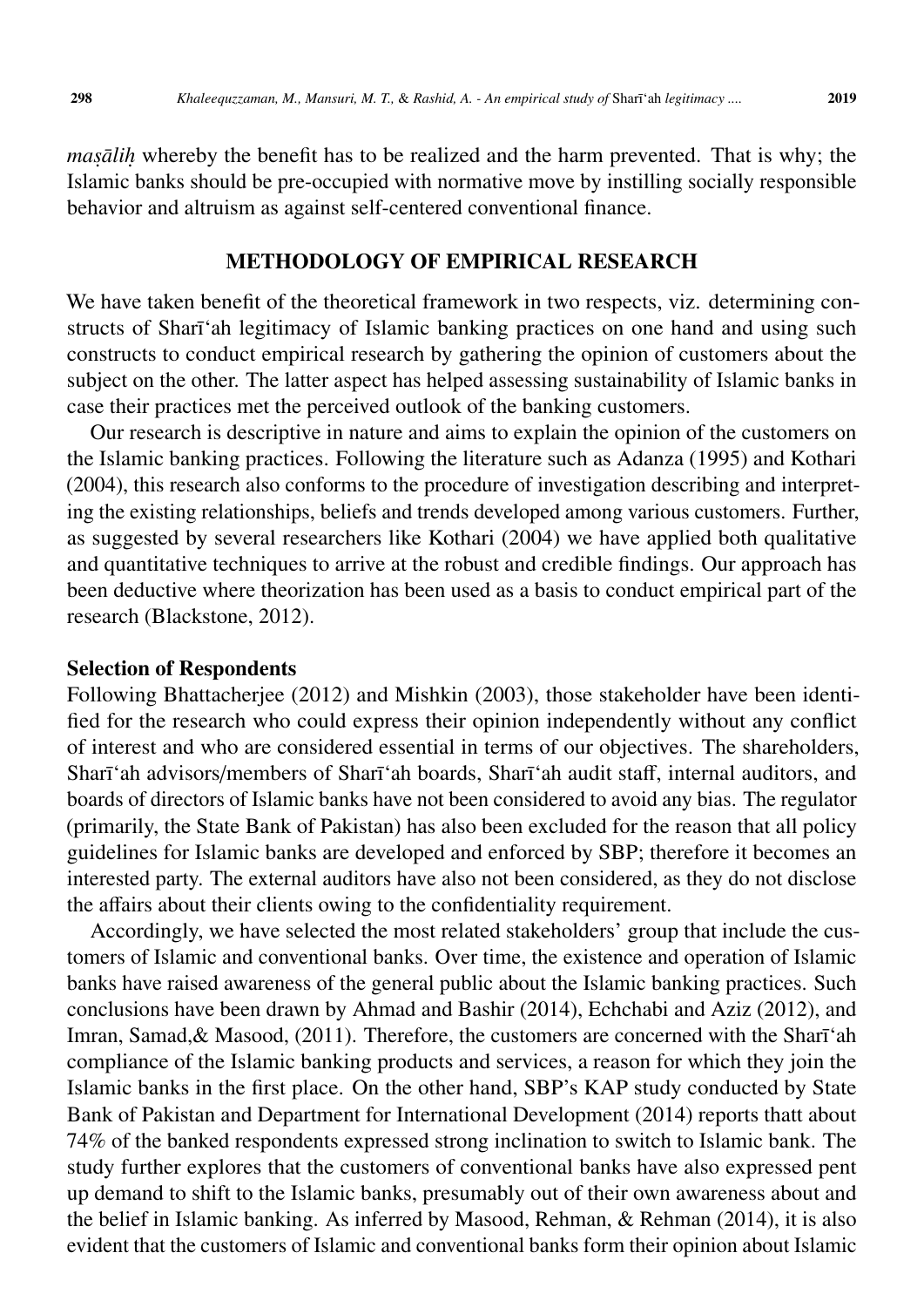*maṣāliḥ* whereby the benefit has to be realized and the harm prevented. That is why; the Islamic banks should be pre-occupied with normative move by instilling socially responsible behavior and altruism as against self-centered conventional finance.

## METHODOLOGY OF EMPIRICAL RESEARCH

We have taken benefit of the theoretical framework in two respects, viz. determining constructs of Sharī'ah legitimacy of Islamic banking practices on one hand and using such constructs to conduct empirical research by gathering the opinion of customers about the subject on the other. The latter aspect has helped assessing sustainability of Islamic banks in case their practices met the perceived outlook of the banking customers.

Our research is descriptive in nature and aims to explain the opinion of the customers on the Islamic banking practices. Following the literature such as Adanza (1995) and Kothari (2004), this research also conforms to the procedure of investigation describing and interpreting the existing relationships, beliefs and trends developed among various customers. Further, as suggested by several researchers like Kothari (2004) we have applied both qualitative and quantitative techniques to arrive at the robust and credible findings. Our approach has been deductive where theorization has been used as a basis to conduct empirical part of the research (Blackstone, 2012).

### Selection of Respondents

Following Bhattacherjee (2012) and Mishkin (2003), those stakeholder have been identified for the research who could express their opinion independently without any conflict of interest and who are considered essential in terms of our objectives. The shareholders, Sharī'ah advisors/members of Sharī'ah boards, Sharī'ah audit staff, internal auditors, and boards of directors of Islamic banks have not been considered to avoid any bias. The regulator (primarily, the State Bank of Pakistan) has also been excluded for the reason that all policy guidelines for Islamic banks are developed and enforced by SBP; therefore it becomes an interested party. The external auditors have also not been considered, as they do not disclose the affairs about their clients owing to the confidentiality requirement.

Accordingly, we have selected the most related stakeholders' group that include the customers of Islamic and conventional banks. Over time, the existence and operation of Islamic banks have raised awareness of the general public about the Islamic banking practices. Such conclusions have been drawn by Ahmad and Bashir (2014), Echchabi and Aziz (2012), and Imran, Samad,& Masood, (2011). Therefore, the customers are concerned with the Sharī'ah compliance of the Islamic banking products and services, a reason for which they join the Islamic banks in the first place. On the other hand, SBP's KAP study conducted by State Bank of Pakistan and Department for International Development (2014) reports thatt about 74% of the banked respondents expressed strong inclination to switch to Islamic bank. The study further explores that the customers of conventional banks have also expressed pent up demand to shift to the Islamic banks, presumably out of their own awareness about and the belief in Islamic banking. As inferred by Masood, Rehman, & Rehman (2014), it is also evident that the customers of Islamic and conventional banks form their opinion about Islamic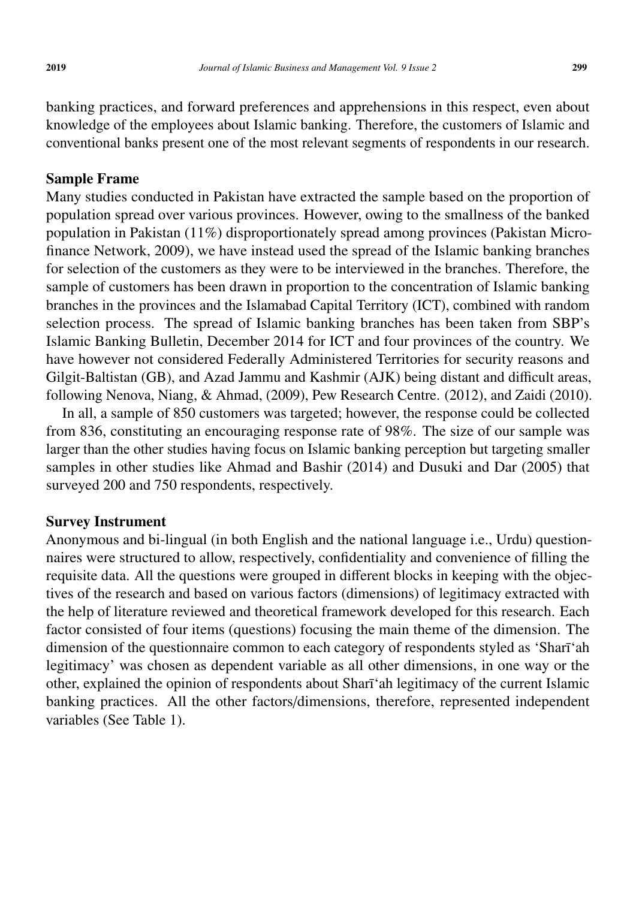banking practices, and forward preferences and apprehensions in this respect, even about knowledge of the employees about Islamic banking. Therefore, the customers of Islamic and conventional banks present one of the most relevant segments of respondents in our research.

### Sample Frame

Many studies conducted in Pakistan have extracted the sample based on the proportion of population spread over various provinces. However, owing to the smallness of the banked population in Pakistan (11%) disproportionately spread among provinces (Pakistan Microfinance Network, 2009), we have instead used the spread of the Islamic banking branches for selection of the customers as they were to be interviewed in the branches. Therefore, the sample of customers has been drawn in proportion to the concentration of Islamic banking branches in the provinces and the Islamabad Capital Territory (ICT), combined with random selection process. The spread of Islamic banking branches has been taken from SBP's Islamic Banking Bulletin, December 2014 for ICT and four provinces of the country. We have however not considered Federally Administered Territories for security reasons and Gilgit-Baltistan (GB), and Azad Jammu and Kashmir (AJK) being distant and difficult areas, following Nenova, Niang, & Ahmad, (2009), Pew Research Centre. (2012), and Zaidi (2010).

In all, a sample of 850 customers was targeted; however, the response could be collected from 836, constituting an encouraging response rate of 98%. The size of our sample was larger than the other studies having focus on Islamic banking perception but targeting smaller samples in other studies like Ahmad and Bashir (2014) and Dusuki and Dar (2005) that surveyed 200 and 750 respondents, respectively.

### Survey Instrument

Anonymous and bi-lingual (in both English and the national language i.e., Urdu) questionnaires were structured to allow, respectively, confidentiality and convenience of filling the requisite data. All the questions were grouped in different blocks in keeping with the objectives of the research and based on various factors (dimensions) of legitimacy extracted with the help of literature reviewed and theoretical framework developed for this research. Each factor consisted of four items (questions) focusing the main theme of the dimension. The dimension of the questionnaire common to each category of respondents styled as 'Sharī'ah legitimacy' was chosen as dependent variable as all other dimensions, in one way or the other, explained the opinion of respondents about Sharī'ah legitimacy of the current Islamic banking practices. All the other factors/dimensions, therefore, represented independent variables (See Table 1).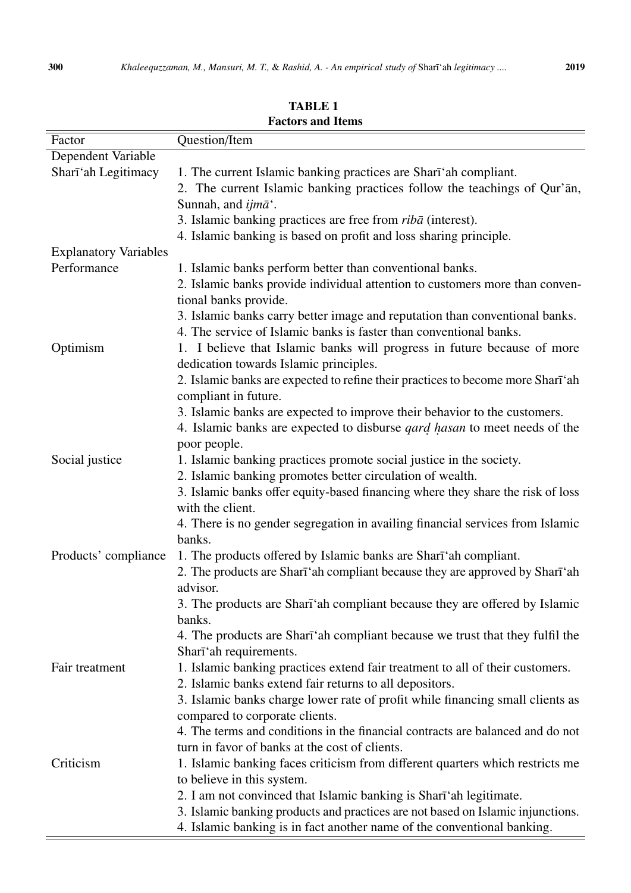**TABLE 1**
**Factors and Items**

| Factor | Question/Item |
|---|---|
| Dependent Variable | |
| Sharīʻah Legitimacy | 1. The current Islamic banking practices are Sharīʻah compliant. |
| | 2. The current Islamic banking practices follow the teachings of Qur'ān, Sunnah, and *ijmāʻ*. |
| | 3. Islamic banking practices are free from *ribā* (interest). |
| | 4. Islamic banking is based on profit and loss sharing principle. |
| Explanatory Variables | |
| Performance | 1. Islamic banks perform better than conventional banks. |
| | 2. Islamic banks provide individual attention to customers more than conventional banks provide. |
| | 3. Islamic banks carry better image and reputation than conventional banks. |
| | 4. The service of Islamic banks is faster than conventional banks. |
| Optimism | 1. I believe that Islamic banks will progress in future because of more dedication towards Islamic principles. |
| | 2. Islamic banks are expected to refine their practices to become more Sharīʻah compliant in future. |
| | 3. Islamic banks are expected to improve their behavior to the customers. |
| | 4. Islamic banks are expected to disburse *qarḍ ḥasan* to meet needs of the poor people. |
| Social justice | 1. Islamic banking practices promote social justice in the society. |
| | 2. Islamic banking promotes better circulation of wealth. |
| | 3. Islamic banks offer equity-based financing where they share the risk of loss with the client. |
| | 4. There is no gender segregation in availing financial services from Islamic banks. |
| Products' compliance | 1. The products offered by Islamic banks are Sharīʻah compliant. |
| | 2. The products are Sharīʻah compliant because they are approved by Sharīʻah advisor. |
| | 3. The products are Sharīʻah compliant because they are offered by Islamic banks. |
| | 4. The products are Sharīʻah compliant because we trust that they fulfil the Sharīʻah requirements. |
| Fair treatment | 1. Islamic banking practices extend fair treatment to all of their customers. |
| | 2. Islamic banks extend fair returns to all depositors. |
| | 3. Islamic banks charge lower rate of profit while financing small clients as compared to corporate clients. |
| | 4. The terms and conditions in the financial contracts are balanced and do not turn in favor of banks at the cost of clients. |
| Criticism | 1. Islamic banking faces criticism from different quarters which restricts me to believe in this system. |
| | 2. I am not convinced that Islamic banking is Sharīʻah legitimate. |
| | 3. Islamic banking products and practices are not based on Islamic injunctions. |
| | 4. Islamic banking is in fact another name of the conventional banking. |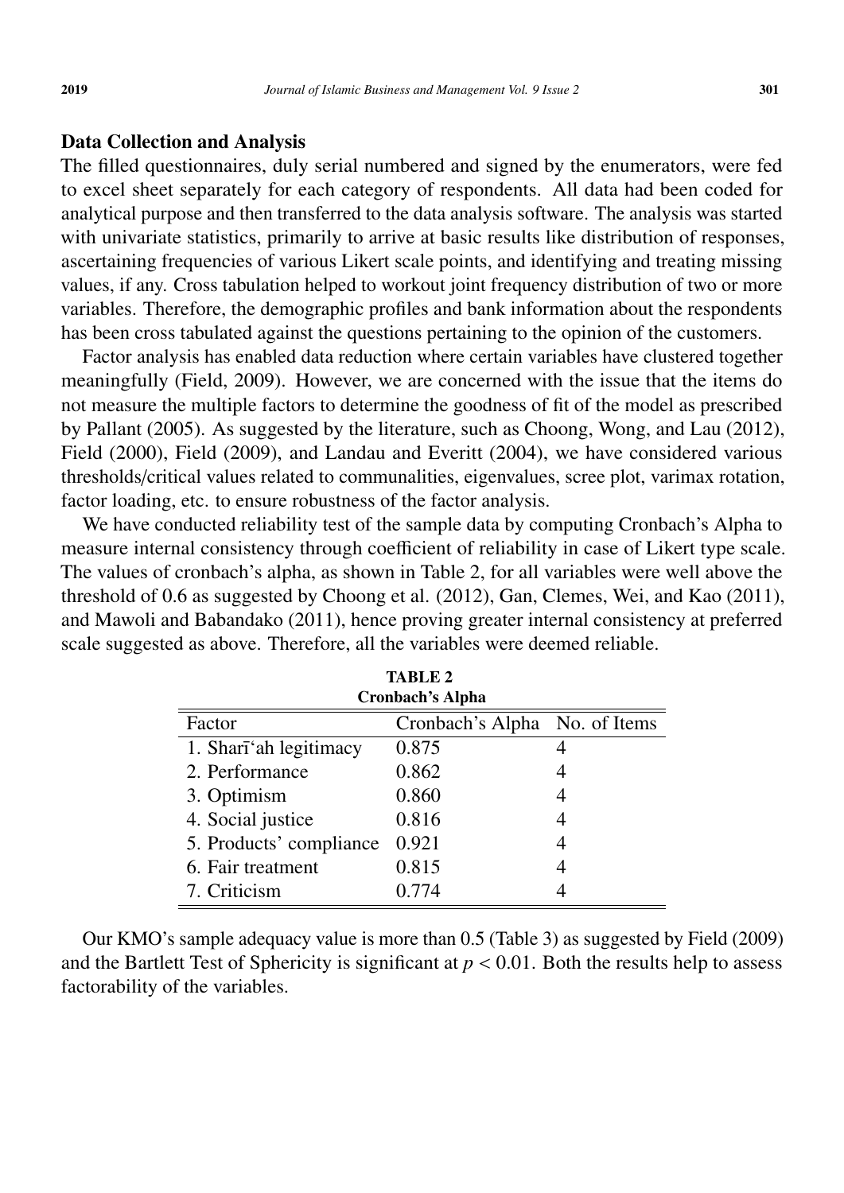## Data Collection and Analysis

The filled questionnaires, duly serial numbered and signed by the enumerators, were fed to excel sheet separately for each category of respondents. All data had been coded for analytical purpose and then transferred to the data analysis software. The analysis was started with univariate statistics, primarily to arrive at basic results like distribution of responses, ascertaining frequencies of various Likert scale points, and identifying and treating missing values, if any. Cross tabulation helped to workout joint frequency distribution of two or more variables. Therefore, the demographic profiles and bank information about the respondents has been cross tabulated against the questions pertaining to the opinion of the customers.

Factor analysis has enabled data reduction where certain variables have clustered together meaningfully (Field, 2009). However, we are concerned with the issue that the items do not measure the multiple factors to determine the goodness of fit of the model as prescribed by Pallant (2005). As suggested by the literature, such as Choong, Wong, and Lau (2012), Field (2000), Field (2009), and Landau and Everitt (2004), we have considered various thresholds/critical values related to communalities, eigenvalues, scree plot, varimax rotation, factor loading, etc. to ensure robustness of the factor analysis.

We have conducted reliability test of the sample data by computing Cronbach's Alpha to measure internal consistency through coefficient of reliability in case of Likert type scale. The values of cronbach's alpha, as shown in Table 2, for all variables were well above the threshold of 0.6 as suggested by Choong et al. (2012), Gan, Clemes, Wei, and Kao (2011), and Mawoli and Babandako (2011), hence proving greater internal consistency at preferred scale suggested as above. Therefore, all the variables were deemed reliable.

**TABLE 2**
**Cronbach's Alpha**

| Factor | Cronbach's Alpha | No. of Items |
|---|---|---|
| 1. Sharī'ah legitimacy | 0.875 | 4 |
| 2. Performance | 0.862 | 4 |
| 3. Optimism | 0.860 | 4 |
| 4. Social justice | 0.816 | 4 |
| 5. Products' compliance | 0.921 | 4 |
| 6. Fair treatment | 0.815 | 4 |
| 7. Criticism | 0.774 | 4 |

Our KMO's sample adequacy value is more than 0.5 (Table 3) as suggested by Field (2009) and the Bartlett Test of Sphericity is significant at $p < 0.01$. Both the results help to assess factorability of the variables.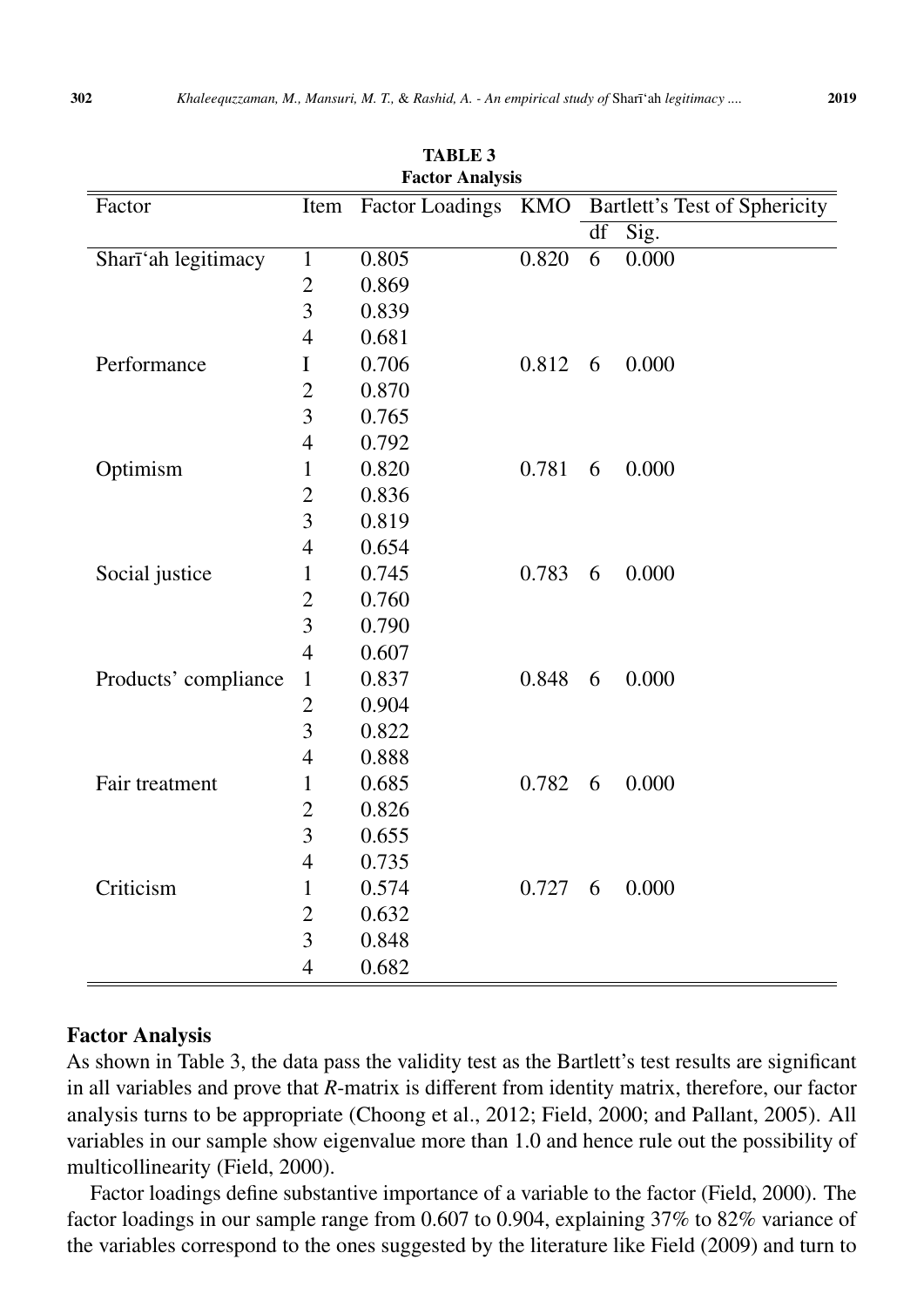**TABLE 3**
**Factor Analysis**

| Factor | Item | Factor Loadings | KMO | Bartlett's Test of Sphericity | |
|---|---|---|---|---|---|
| | | | | df | Sig. |
| Sharī'ah legitimacy | 1 | 0.805 | 0.820 | 6 | 0.000 |
| | 2 | 0.869 | | | |
| | 3 | 0.839 | | | |
| | 4 | 0.681 | | | |
| Performance | I | 0.706 | 0.812 | 6 | 0.000 |
| | 2 | 0.870 | | | |
| | 3 | 0.765 | | | |
| | 4 | 0.792 | | | |
| Optimism | 1 | 0.820 | 0.781 | 6 | 0.000 |
| | 2 | 0.836 | | | |
| | 3 | 0.819 | | | |
| | 4 | 0.654 | | | |
| Social justice | 1 | 0.745 | 0.783 | 6 | 0.000 |
| | 2 | 0.760 | | | |
| | 3 | 0.790 | | | |
| | 4 | 0.607 | | | |
| Products' compliance | 1 | 0.837 | 0.848 | 6 | 0.000 |
| | 2 | 0.904 | | | |
| | 3 | 0.822 | | | |
| | 4 | 0.888 | | | |
| Fair treatment | 1 | 0.685 | 0.782 | 6 | 0.000 |
| | 2 | 0.826 | | | |
| | 3 | 0.655 | | | |
| | 4 | 0.735 | | | |
| Criticism | 1 | 0.574 | 0.727 | 6 | 0.000 |
| | 2 | 0.632 | | | |
| | 3 | 0.848 | | | |
| | 4 | 0.682 | | | |

## Factor Analysis

As shown in Table 3, the data pass the validity test as the Bartlett's test results are significant in all variables and prove that *R*-matrix is different from identity matrix, therefore, our factor analysis turns to be appropriate (Choong et al., 2012; Field, 2000; and Pallant, 2005). All variables in our sample show eigenvalue more than 1.0 and hence rule out the possibility of multicollinearity (Field, 2000).

Factor loadings define substantive importance of a variable to the factor (Field, 2000). The factor loadings in our sample range from 0.607 to 0.904, explaining 37% to 82% variance of the variables correspond to the ones suggested by the literature like Field (2009) and turn to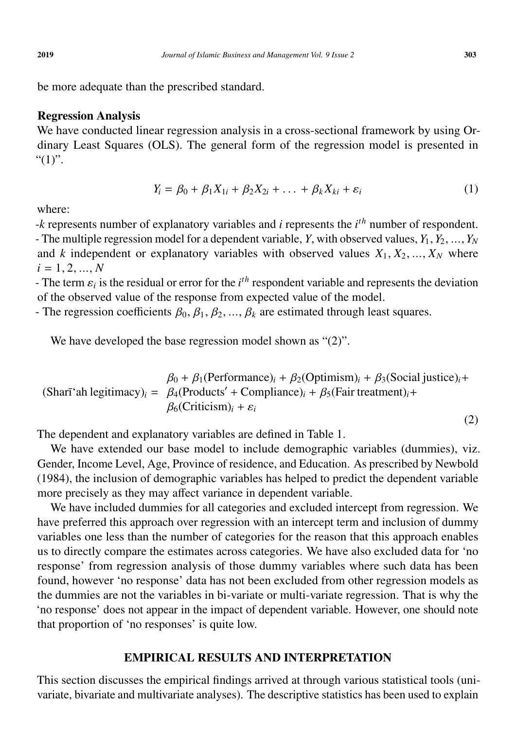be more adequate than the prescribed standard.

### Regression Analysis

We have conducted linear regression analysis in a cross-sectional framework by using Ordinary Least Squares (OLS). The general form of the regression model is presented in "(1)".

$$Y_i = \beta_0 + \beta_1 X_{1i} + \beta_2 X_{2i} + \ldots + \beta_k X_{ki} + \varepsilon_i \tag{1}$$

where:

-$k$ represents number of explanatory variables and $i$ represents the $i^{th}$ number of respondent.
- The multiple regression model for a dependent variable, $Y$, with observed values, $Y_1, Y_2, ..., Y_N$ and $k$ independent or explanatory variables with observed values $X_1, X_2, ..., X_N$ where $i = 1, 2, ..., N$
- The term $\varepsilon_i$ is the residual or error for the $i^{th}$ respondent variable and represents the deviation of the observed value of the response from expected value of the model.
- The regression coefficients $\beta_0, \beta_1, \beta_2, ..., \beta_k$ are estimated through least squares.

We have developed the base regression model shown as "(2)".

$$\text{(Sharī‘ah legitimacy)}_i = \begin{array}{l} \beta_0 + \beta_1(\text{Performance})_i + \beta_2(\text{Optimism})_i + \beta_3(\text{Social justice})_i + \\ \beta_4(\text{Products}' + \text{Compliance})_i + \beta_5(\text{Fair treatment})_i + \\ \beta_6(\text{Criticism})_i + \varepsilon_i \end{array} \tag{2}$$

The dependent and explanatory variables are defined in Table 1.

We have extended our base model to include demographic variables (dummies), viz. Gender, Income Level, Age, Province of residence, and Education. As prescribed by Newbold (1984), the inclusion of demographic variables has helped to predict the dependent variable more precisely as they may affect variance in dependent variable.

We have included dummies for all categories and excluded intercept from regression. We have preferred this approach over regression with an intercept term and inclusion of dummy variables one less than the number of categories for the reason that this approach enables us to directly compare the estimates across categories. We have also excluded data for 'no response' from regression analysis of those dummy variables where such data has been found, however 'no response' data has not been excluded from other regression models as the dummies are not the variables in bi-variate or multi-variate regression. That is why the 'no response' does not appear in the impact of dependent variable. However, one should note that proportion of 'no responses' is quite low.

## EMPIRICAL RESULTS AND INTERPRETATION

This section discusses the empirical findings arrived at through various statistical tools (uni-variate, bivariate and multivariate analyses). The descriptive statistics has been used to explain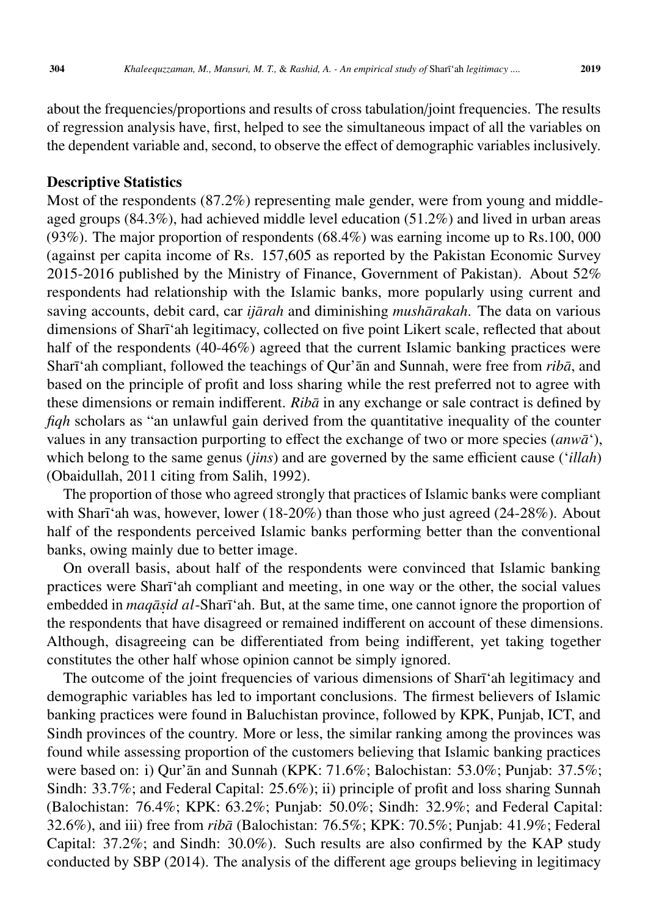about the frequencies/proportions and results of cross tabulation/joint frequencies. The results of regression analysis have, first, helped to see the simultaneous impact of all the variables on the dependent variable and, second, to observe the effect of demographic variables inclusively.

## Descriptive Statistics

Most of the respondents (87.2%) representing male gender, were from young and middle-aged groups (84.3%), had achieved middle level education (51.2%) and lived in urban areas (93%). The major proportion of respondents (68.4%) was earning income up to Rs.100, 000 (against per capita income of Rs. 157,605 as reported by the Pakistan Economic Survey 2015-2016 published by the Ministry of Finance, Government of Pakistan). About 52% respondents had relationship with the Islamic banks, more popularly using current and saving accounts, debit card, car *ijārah* and diminishing *mushārakah*. The data on various dimensions of Sharī'ah legitimacy, collected on five point Likert scale, reflected that about half of the respondents (40-46%) agreed that the current Islamic banking practices were Sharī'ah compliant, followed the teachings of Qur'ān and Sunnah, were free from *ribā*, and based on the principle of profit and loss sharing while the rest preferred not to agree with these dimensions or remain indifferent. *Ribā* in any exchange or sale contract is defined by *fiqh* scholars as "an unlawful gain derived from the quantitative inequality of the counter values in any transaction purporting to effect the exchange of two or more species (*anwā'*), which belong to the same genus (*jins*) and are governed by the same efficient cause (*'illah*) (Obaidullah, 2011 citing from Salih, 1992).

The proportion of those who agreed strongly that practices of Islamic banks were compliant with Sharī'ah was, however, lower (18-20%) than those who just agreed (24-28%). About half of the respondents perceived Islamic banks performing better than the conventional banks, owing mainly due to better image.

On overall basis, about half of the respondents were convinced that Islamic banking practices were Sharī'ah compliant and meeting, in one way or the other, the social values embedded in *maqāṣid al*-Sharī'ah. But, at the same time, one cannot ignore the proportion of the respondents that have disagreed or remained indifferent on account of these dimensions. Although, disagreeing can be differentiated from being indifferent, yet taking together constitutes the other half whose opinion cannot be simply ignored.

The outcome of the joint frequencies of various dimensions of Sharī'ah legitimacy and demographic variables has led to important conclusions. The firmest believers of Islamic banking practices were found in Baluchistan province, followed by KPK, Punjab, ICT, and Sindh provinces of the country. More or less, the similar ranking among the provinces was found while assessing proportion of the customers believing that Islamic banking practices were based on: i) Qur'ān and Sunnah (KPK: 71.6%; Balochistan: 53.0%; Punjab: 37.5%; Sindh: 33.7%; and Federal Capital: 25.6%); ii) principle of profit and loss sharing Sunnah (Balochistan: 76.4%; KPK: 63.2%; Punjab: 50.0%; Sindh: 32.9%; and Federal Capital: 32.6%), and iii) free from *ribā* (Balochistan: 76.5%; KPK: 70.5%; Punjab: 41.9%; Federal Capital: 37.2%; and Sindh: 30.0%). Such results are also confirmed by the KAP study conducted by SBP (2014). The analysis of the different age groups believing in legitimacy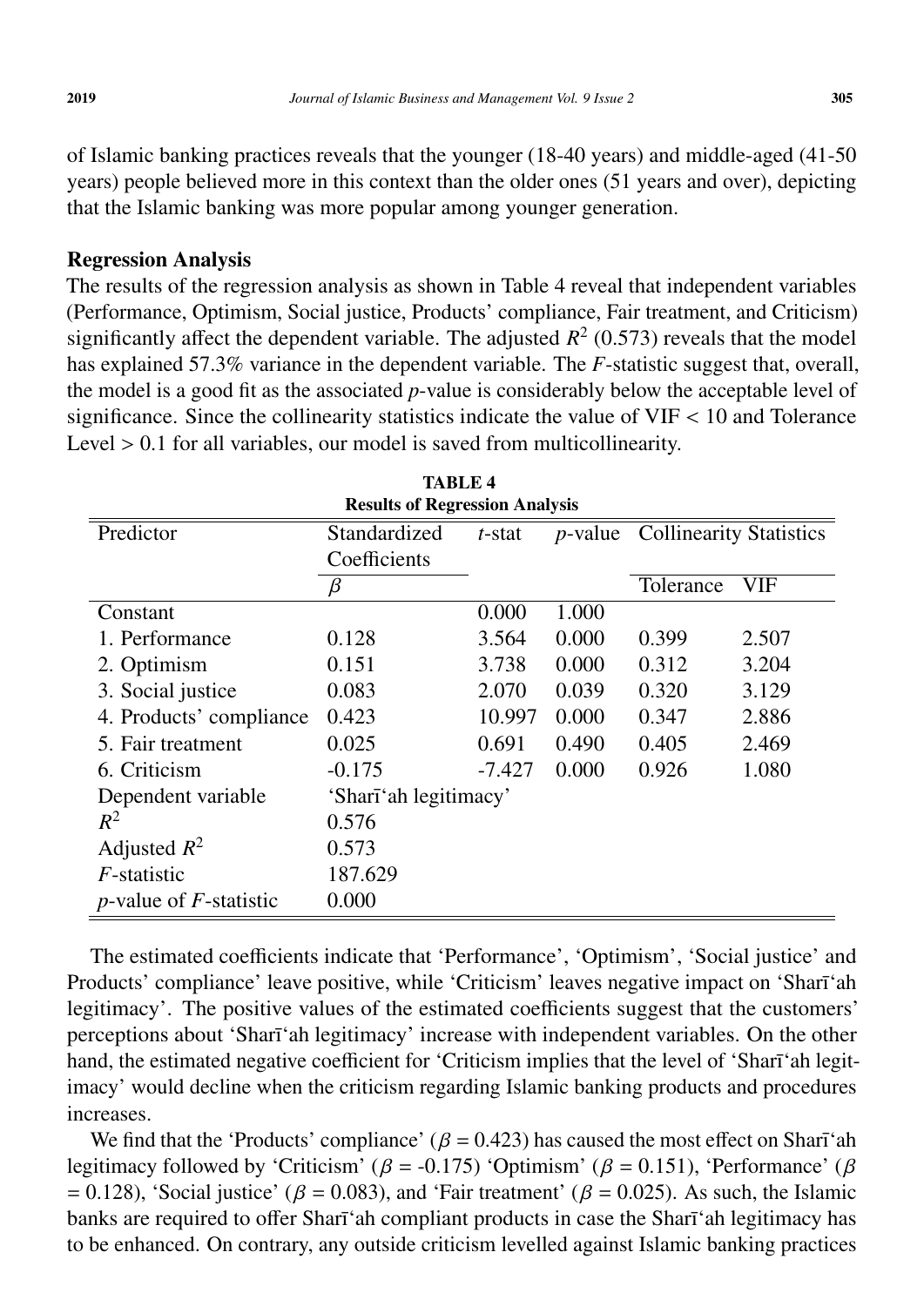of Islamic banking practices reveals that the younger (18-40 years) and middle-aged (41-50 years) people believed more in this context than the older ones (51 years and over), depicting that the Islamic banking was more popular among younger generation.

### Regression Analysis

The results of the regression analysis as shown in Table 4 reveal that independent variables (Performance, Optimism, Social justice, Products' compliance, Fair treatment, and Criticism) significantly affect the dependent variable. The adjusted $R^2$ (0.573) reveals that the model has explained 57.3% variance in the dependent variable. The $F$-statistic suggest that, overall, the model is a good fit as the associated $p$-value is considerably below the acceptable level of significance. Since the collinearity statistics indicate the value of VIF < 10 and Tolerance Level > 0.1 for all variables, our model is saved from multicollinearity.

**TABLE 4**
**Results of Regression Analysis**

| Predictor | Standardized Coefficients | $t$-stat | $p$-value | Collinearity Statistics | |
|---|---|---|---|---|---|
| | $\beta$ | | | Tolerance | VIF |
| Constant | | 0.000 | 1.000 | | |
| 1. Performance | 0.128 | 3.564 | 0.000 | 0.399 | 2.507 |
| 2. Optimism | 0.151 | 3.738 | 0.000 | 0.312 | 3.204 |
| 3. Social justice | 0.083 | 2.070 | 0.039 | 0.320 | 3.129 |
| 4. Products' compliance | 0.423 | 10.997 | 0.000 | 0.347 | 2.886 |
| 5. Fair treatment | 0.025 | 0.691 | 0.490 | 0.405 | 2.469 |
| 6. Criticism | -0.175 | -7.427 | 0.000 | 0.926 | 1.080 |
| Dependent variable | 'Sharīʻah legitimacy' | | | | |
| $R^2$ | 0.576 | | | | |
| Adjusted $R^2$ | 0.573 | | | | |
| $F$-statistic | 187.629 | | | | |
| $p$-value of $F$-statistic | 0.000 | | | | |

The estimated coefficients indicate that 'Performance', 'Optimism', 'Social justice' and Products' compliance' leave positive, while 'Criticism' leaves negative impact on 'Sharīʻah legitimacy'. The positive values of the estimated coefficients suggest that the customers' perceptions about 'Sharīʻah legitimacy' increase with independent variables. On the other hand, the estimated negative coefficient for 'Criticism implies that the level of 'Sharīʻah legitimacy' would decline when the criticism regarding Islamic banking products and procedures increases.

We find that the 'Products' compliance' ($\beta$ = 0.423) has caused the most effect on Sharīʻah legitimacy followed by 'Criticism' ($\beta$ = -0.175) 'Optimism' ($\beta$ = 0.151), 'Performance' ($\beta$ = 0.128), 'Social justice' ($\beta$ = 0.083), and 'Fair treatment' ($\beta$ = 0.025). As such, the Islamic banks are required to offer Sharīʻah compliant products in case the Sharīʻah legitimacy has to be enhanced. On contrary, any outside criticism levelled against Islamic banking practices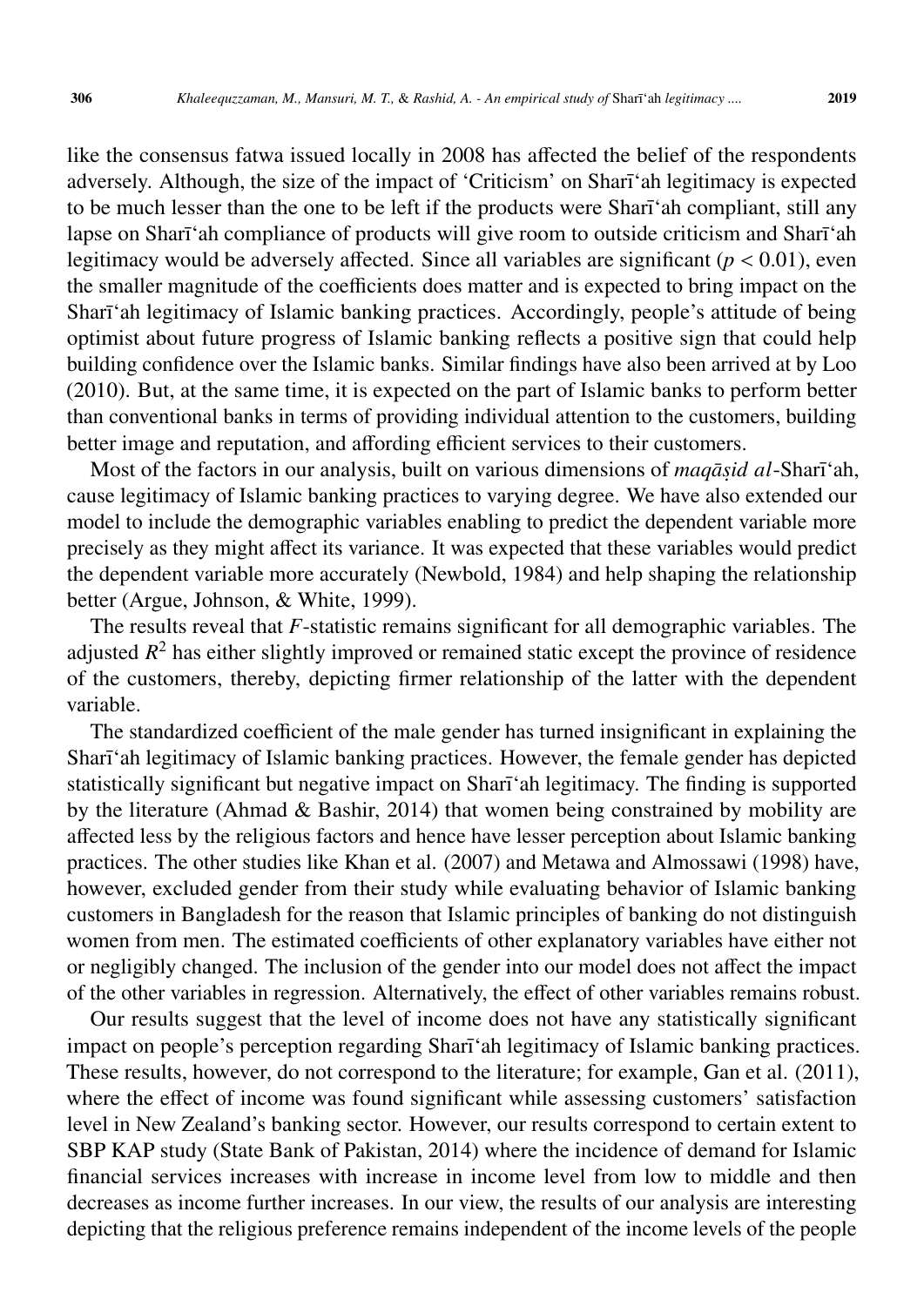like the consensus fatwa issued locally in 2008 has affected the belief of the respondents adversely. Although, the size of the impact of 'Criticism' on Sharīʻah legitimacy is expected to be much lesser than the one to be left if the products were Sharīʻah compliant, still any lapse on Sharīʻah compliance of products will give room to outside criticism and Sharīʻah legitimacy would be adversely affected. Since all variables are significant ($p < 0.01$), even the smaller magnitude of the coefficients does matter and is expected to bring impact on the Sharīʻah legitimacy of Islamic banking practices. Accordingly, people's attitude of being optimist about future progress of Islamic banking reflects a positive sign that could help building confidence over the Islamic banks. Similar findings have also been arrived at by Loo (2010). But, at the same time, it is expected on the part of Islamic banks to perform better than conventional banks in terms of providing individual attention to the customers, building better image and reputation, and affording efficient services to their customers.

Most of the factors in our analysis, built on various dimensions of *maqāṣid al*-Sharīʻah, cause legitimacy of Islamic banking practices to varying degree. We have also extended our model to include the demographic variables enabling to predict the dependent variable more precisely as they might affect its variance. It was expected that these variables would predict the dependent variable more accurately (Newbold, 1984) and help shaping the relationship better (Argue, Johnson, & White, 1999).

The results reveal that *F*-statistic remains significant for all demographic variables. The adjusted $R^2$ has either slightly improved or remained static except the province of residence of the customers, thereby, depicting firmer relationship of the latter with the dependent variable.

The standardized coefficient of the male gender has turned insignificant in explaining the Sharīʻah legitimacy of Islamic banking practices. However, the female gender has depicted statistically significant but negative impact on Sharīʻah legitimacy. The finding is supported by the literature (Ahmad & Bashir, 2014) that women being constrained by mobility are affected less by the religious factors and hence have lesser perception about Islamic banking practices. The other studies like Khan et al. (2007) and Metawa and Almossawi (1998) have, however, excluded gender from their study while evaluating behavior of Islamic banking customers in Bangladesh for the reason that Islamic principles of banking do not distinguish women from men. The estimated coefficients of other explanatory variables have either not or negligibly changed. The inclusion of the gender into our model does not affect the impact of the other variables in regression. Alternatively, the effect of other variables remains robust.

Our results suggest that the level of income does not have any statistically significant impact on people's perception regarding Sharīʻah legitimacy of Islamic banking practices. These results, however, do not correspond to the literature; for example, Gan et al. (2011), where the effect of income was found significant while assessing customers' satisfaction level in New Zealand's banking sector. However, our results correspond to certain extent to SBP KAP study (State Bank of Pakistan, 2014) where the incidence of demand for Islamic financial services increases with increase in income level from low to middle and then decreases as income further increases. In our view, the results of our analysis are interesting depicting that the religious preference remains independent of the income levels of the people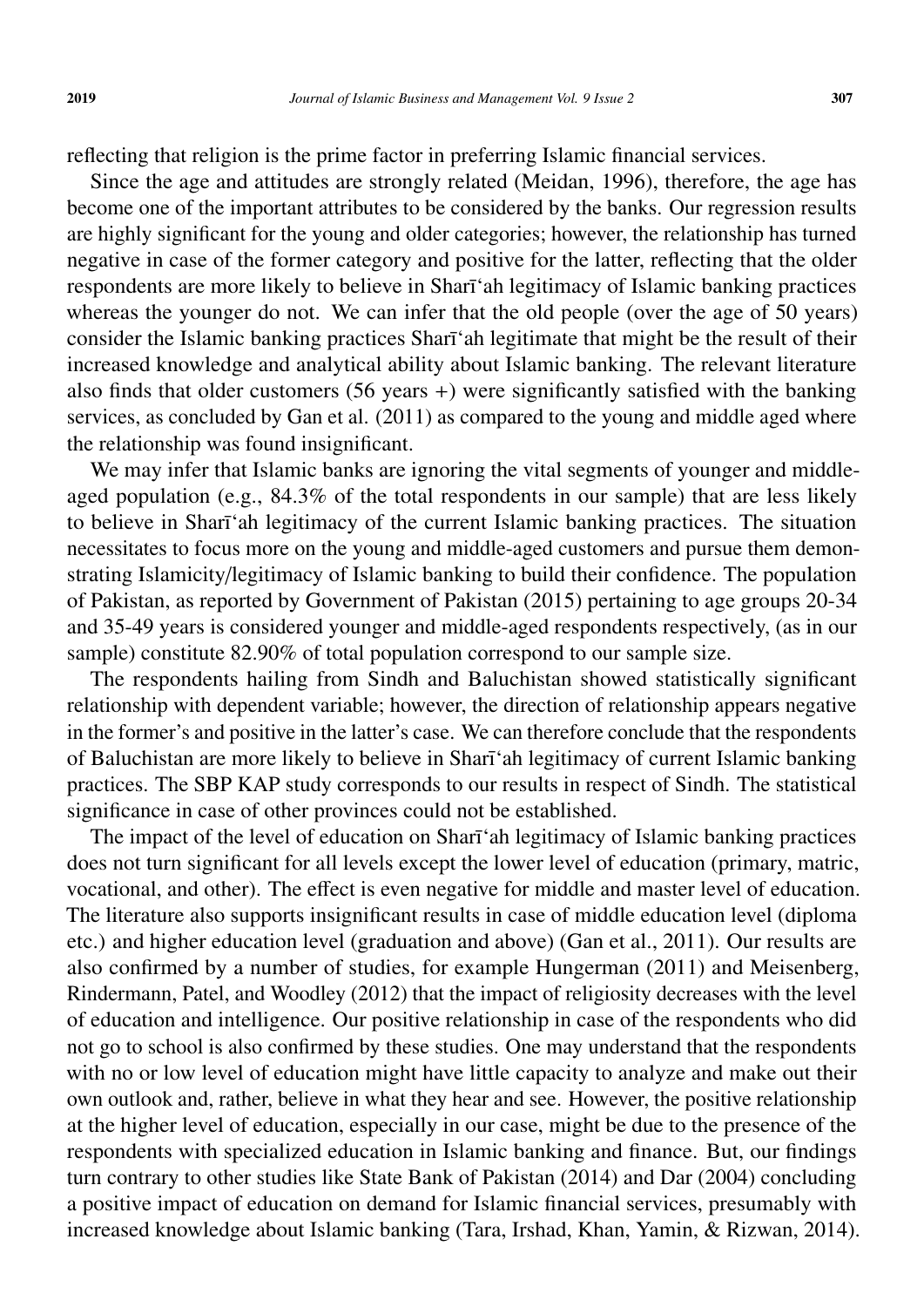reflecting that religion is the prime factor in preferring Islamic financial services.

Since the age and attitudes are strongly related (Meidan, 1996), therefore, the age has become one of the important attributes to be considered by the banks. Our regression results are highly significant for the young and older categories; however, the relationship has turned negative in case of the former category and positive for the latter, reflecting that the older respondents are more likely to believe in Sharī'ah legitimacy of Islamic banking practices whereas the younger do not. We can infer that the old people (over the age of 50 years) consider the Islamic banking practices Sharī'ah legitimate that might be the result of their increased knowledge and analytical ability about Islamic banking. The relevant literature also finds that older customers (56 years +) were significantly satisfied with the banking services, as concluded by Gan et al. (2011) as compared to the young and middle aged where the relationship was found insignificant.

We may infer that Islamic banks are ignoring the vital segments of younger and middle-aged population (e.g., 84.3% of the total respondents in our sample) that are less likely to believe in Sharī'ah legitimacy of the current Islamic banking practices. The situation necessitates to focus more on the young and middle-aged customers and pursue them demonstrating Islamicity/legitimacy of Islamic banking to build their confidence. The population of Pakistan, as reported by Government of Pakistan (2015) pertaining to age groups 20-34 and 35-49 years is considered younger and middle-aged respondents respectively, (as in our sample) constitute 82.90% of total population correspond to our sample size.

The respondents hailing from Sindh and Baluchistan showed statistically significant relationship with dependent variable; however, the direction of relationship appears negative in the former's and positive in the latter's case. We can therefore conclude that the respondents of Baluchistan are more likely to believe in Sharī'ah legitimacy of current Islamic banking practices. The SBP KAP study corresponds to our results in respect of Sindh. The statistical significance in case of other provinces could not be established.

The impact of the level of education on Sharī'ah legitimacy of Islamic banking practices does not turn significant for all levels except the lower level of education (primary, matric, vocational, and other). The effect is even negative for middle and master level of education. The literature also supports insignificant results in case of middle education level (diploma etc.) and higher education level (graduation and above) (Gan et al., 2011). Our results are also confirmed by a number of studies, for example Hungerman (2011) and Meisenberg, Rindermann, Patel, and Woodley (2012) that the impact of religiosity decreases with the level of education and intelligence. Our positive relationship in case of the respondents who did not go to school is also confirmed by these studies. One may understand that the respondents with no or low level of education might have little capacity to analyze and make out their own outlook and, rather, believe in what they hear and see. However, the positive relationship at the higher level of education, especially in our case, might be due to the presence of the respondents with specialized education in Islamic banking and finance. But, our findings turn contrary to other studies like State Bank of Pakistan (2014) and Dar (2004) concluding a positive impact of education on demand for Islamic financial services, presumably with increased knowledge about Islamic banking (Tara, Irshad, Khan, Yamin, & Rizwan, 2014).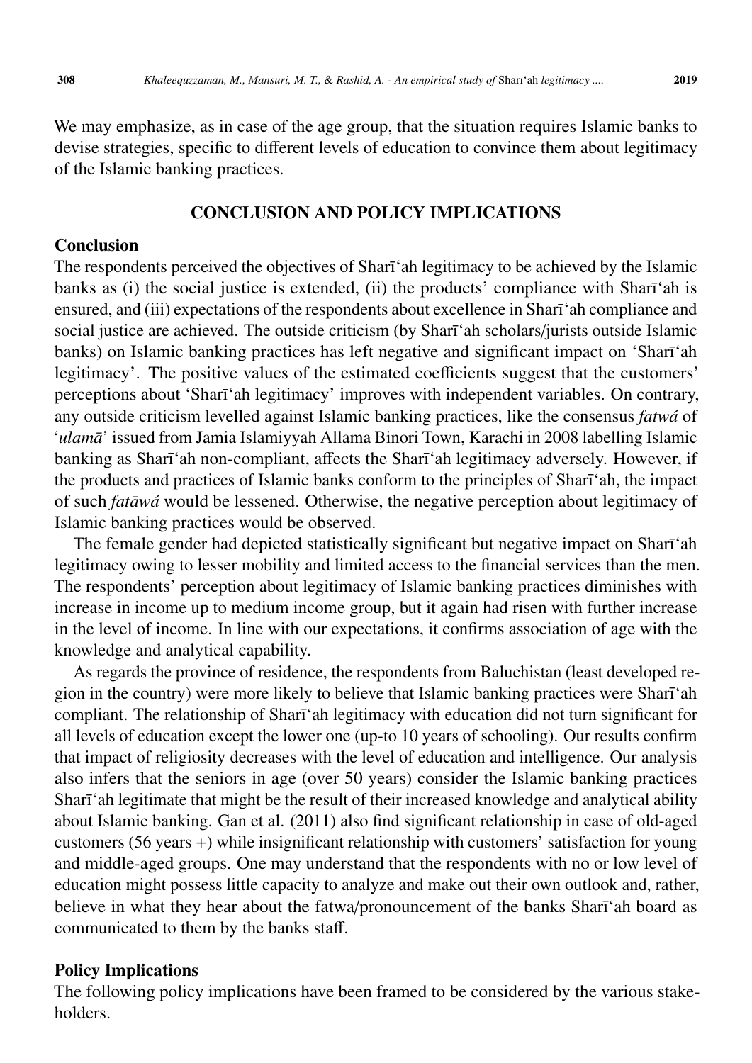We may emphasize, as in case of the age group, that the situation requires Islamic banks to devise strategies, specific to different levels of education to convince them about legitimacy of the Islamic banking practices.

## CONCLUSION AND POLICY IMPLICATIONS

### Conclusion

The respondents perceived the objectives of Sharīʿah legitimacy to be achieved by the Islamic banks as (i) the social justice is extended, (ii) the products' compliance with Sharīʿah is ensured, and (iii) expectations of the respondents about excellence in Sharīʿah compliance and social justice are achieved. The outside criticism (by Sharīʿah scholars/jurists outside Islamic banks) on Islamic banking practices has left negative and significant impact on 'Sharīʿah legitimacy'. The positive values of the estimated coefficients suggest that the customers' perceptions about 'Sharīʿah legitimacy' improves with independent variables. On contrary, any outside criticism levelled against Islamic banking practices, like the consensus *fatwá* of '*ulamā*' issued from Jamia Islamiyyah Allama Binori Town, Karachi in 2008 labelling Islamic banking as Sharīʿah non-compliant, affects the Sharīʿah legitimacy adversely. However, if the products and practices of Islamic banks conform to the principles of Sharīʿah, the impact of such *fatāwá* would be lessened. Otherwise, the negative perception about legitimacy of Islamic banking practices would be observed.

The female gender had depicted statistically significant but negative impact on Sharīʿah legitimacy owing to lesser mobility and limited access to the financial services than the men. The respondents' perception about legitimacy of Islamic banking practices diminishes with increase in income up to medium income group, but it again had risen with further increase in the level of income. In line with our expectations, it confirms association of age with the knowledge and analytical capability.

As regards the province of residence, the respondents from Baluchistan (least developed region in the country) were more likely to believe that Islamic banking practices were Sharīʿah compliant. The relationship of Sharīʿah legitimacy with education did not turn significant for all levels of education except the lower one (up-to 10 years of schooling). Our results confirm that impact of religiosity decreases with the level of education and intelligence. Our analysis also infers that the seniors in age (over 50 years) consider the Islamic banking practices Sharīʿah legitimate that might be the result of their increased knowledge and analytical ability about Islamic banking. Gan et al. (2011) also find significant relationship in case of old-aged customers (56 years +) while insignificant relationship with customers' satisfaction for young and middle-aged groups. One may understand that the respondents with no or low level of education might possess little capacity to analyze and make out their own outlook and, rather, believe in what they hear about the fatwa/pronouncement of the banks Sharīʿah board as communicated to them by the banks staff.

### Policy Implications

The following policy implications have been framed to be considered by the various stakeholders.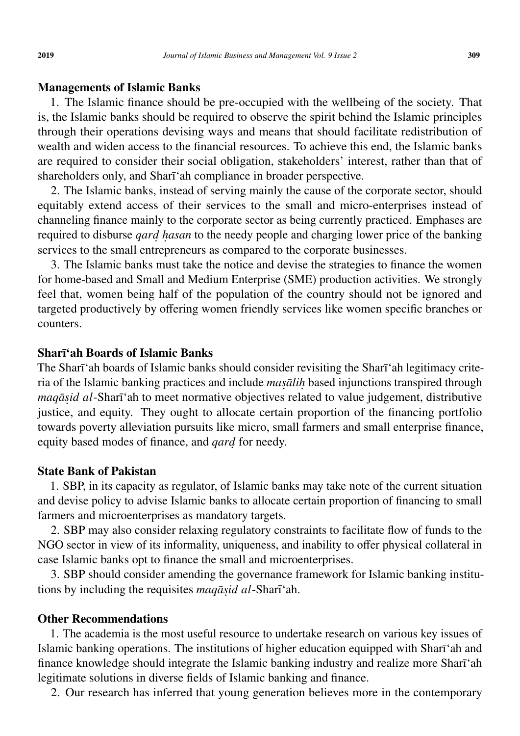### Managements of Islamic Banks

1. The Islamic finance should be pre-occupied with the wellbeing of the society. That is, the Islamic banks should be required to observe the spirit behind the Islamic principles through their operations devising ways and means that should facilitate redistribution of wealth and widen access to the financial resources. To achieve this end, the Islamic banks are required to consider their social obligation, stakeholders' interest, rather than that of shareholders only, and Sharīʻah compliance in broader perspective.

2. The Islamic banks, instead of serving mainly the cause of the corporate sector, should equitably extend access of their services to the small and micro-enterprises instead of channeling finance mainly to the corporate sector as being currently practiced. Emphases are required to disburse *qarḍ ḥasan* to the needy people and charging lower price of the banking services to the small entrepreneurs as compared to the corporate businesses.

3. The Islamic banks must take the notice and devise the strategies to finance the women for home-based and Small and Medium Enterprise (SME) production activities. We strongly feel that, women being half of the population of the country should not be ignored and targeted productively by offering women friendly services like women specific branches or counters.

### Sharīʻah Boards of Islamic Banks

The Sharīʻah boards of Islamic banks should consider revisiting the Sharīʻah legitimacy criteria of the Islamic banking practices and include *maṣāliḥ* based injunctions transpired through *maqāṣid al*-Sharīʻah to meet normative objectives related to value judgement, distributive justice, and equity. They ought to allocate certain proportion of the financing portfolio towards poverty alleviation pursuits like micro, small farmers and small enterprise finance, equity based modes of finance, and *qarḍ* for needy.

### State Bank of Pakistan

1. SBP, in its capacity as regulator, of Islamic banks may take note of the current situation and devise policy to advise Islamic banks to allocate certain proportion of financing to small farmers and microenterprises as mandatory targets.

2. SBP may also consider relaxing regulatory constraints to facilitate flow of funds to the NGO sector in view of its informality, uniqueness, and inability to offer physical collateral in case Islamic banks opt to finance the small and microenterprises.

3. SBP should consider amending the governance framework for Islamic banking institutions by including the requisites *maqāṣid al*-Sharīʻah.

### Other Recommendations

1. The academia is the most useful resource to undertake research on various key issues of Islamic banking operations. The institutions of higher education equipped with Sharīʻah and finance knowledge should integrate the Islamic banking industry and realize more Sharīʻah legitimate solutions in diverse fields of Islamic banking and finance.

2. Our research has inferred that young generation believes more in the contemporary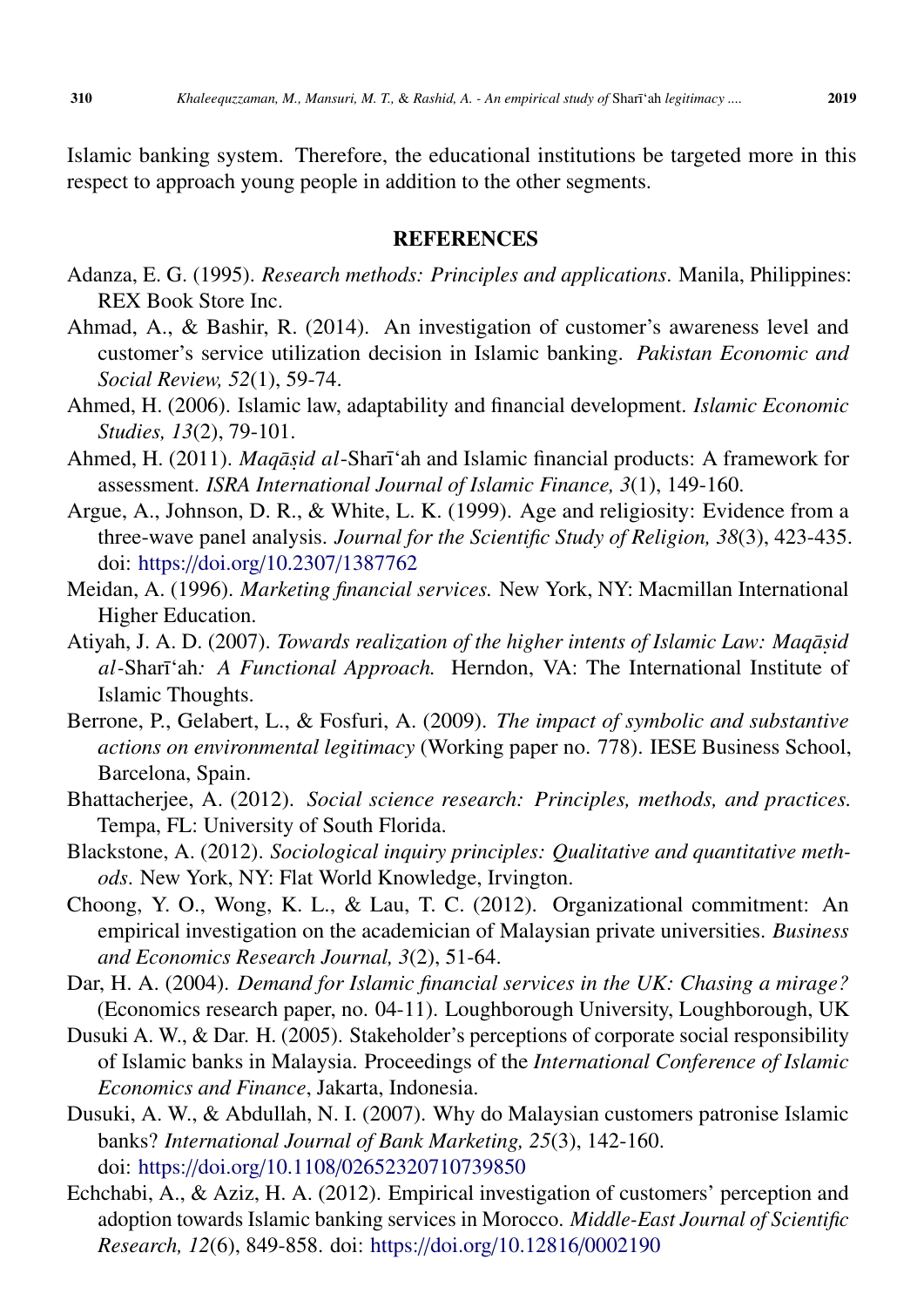Islamic banking system. Therefore, the educational institutions be targeted more in this respect to approach young people in addition to the other segments.

## REFERENCES

Adanza, E. G. (1995). *Research methods: Principles and applications*. Manila, Philippines: REX Book Store Inc.

Ahmad, A., & Bashir, R. (2014). An investigation of customer's awareness level and customer's service utilization decision in Islamic banking. *Pakistan Economic and Social Review, 52*(1), 59-74.

Ahmed, H. (2006). Islamic law, adaptability and financial development. *Islamic Economic Studies, 13*(2), 79-101.

Ahmed, H. (2011). *Maqāṣid al*-Sharī'ah and Islamic financial products: A framework for assessment. *ISRA International Journal of Islamic Finance, 3*(1), 149-160.

Argue, A., Johnson, D. R., & White, L. K. (1999). Age and religiosity: Evidence from a three-wave panel analysis. *Journal for the Scientific Study of Religion, 38*(3), 423-435. doi: https://doi.org/10.2307/1387762

Meidan, A. (1996). *Marketing financial services.* New York, NY: Macmillan International Higher Education.

Atiyah, J. A. D. (2007). *Towards realization of the higher intents of Islamic Law: Maqāṣid al*-Sharī'ah*: A Functional Approach.* Herndon, VA: The International Institute of Islamic Thoughts.

Berrone, P., Gelabert, L., & Fosfuri, A. (2009). *The impact of symbolic and substantive actions on environmental legitimacy* (Working paper no. 778). IESE Business School, Barcelona, Spain.

Bhattacherjee, A. (2012). *Social science research: Principles, methods, and practices.* Tempa, FL: University of South Florida.

Blackstone, A. (2012). *Sociological inquiry principles: Qualitative and quantitative methods*. New York, NY: Flat World Knowledge, Irvington.

Choong, Y. O., Wong, K. L., & Lau, T. C. (2012). Organizational commitment: An empirical investigation on the academician of Malaysian private universities. *Business and Economics Research Journal, 3*(2), 51-64.

Dar, H. A. (2004). *Demand for Islamic financial services in the UK: Chasing a mirage?* (Economics research paper, no. 04-11). Loughborough University, Loughborough, UK

Dusuki A. W., & Dar. H. (2005). Stakeholder's perceptions of corporate social responsibility of Islamic banks in Malaysia. Proceedings of the *International Conference of Islamic Economics and Finance*, Jakarta, Indonesia.

Dusuki, A. W., & Abdullah, N. I. (2007). Why do Malaysian customers patronise Islamic banks? *International Journal of Bank Marketing, 25*(3), 142-160. doi: https://doi.org/10.1108/02652320710739850

Echchabi, A., & Aziz, H. A. (2012). Empirical investigation of customers' perception and adoption towards Islamic banking services in Morocco. *Middle-East Journal of Scientific Research, 12*(6), 849-858. doi: https://doi.org/10.12816/0002190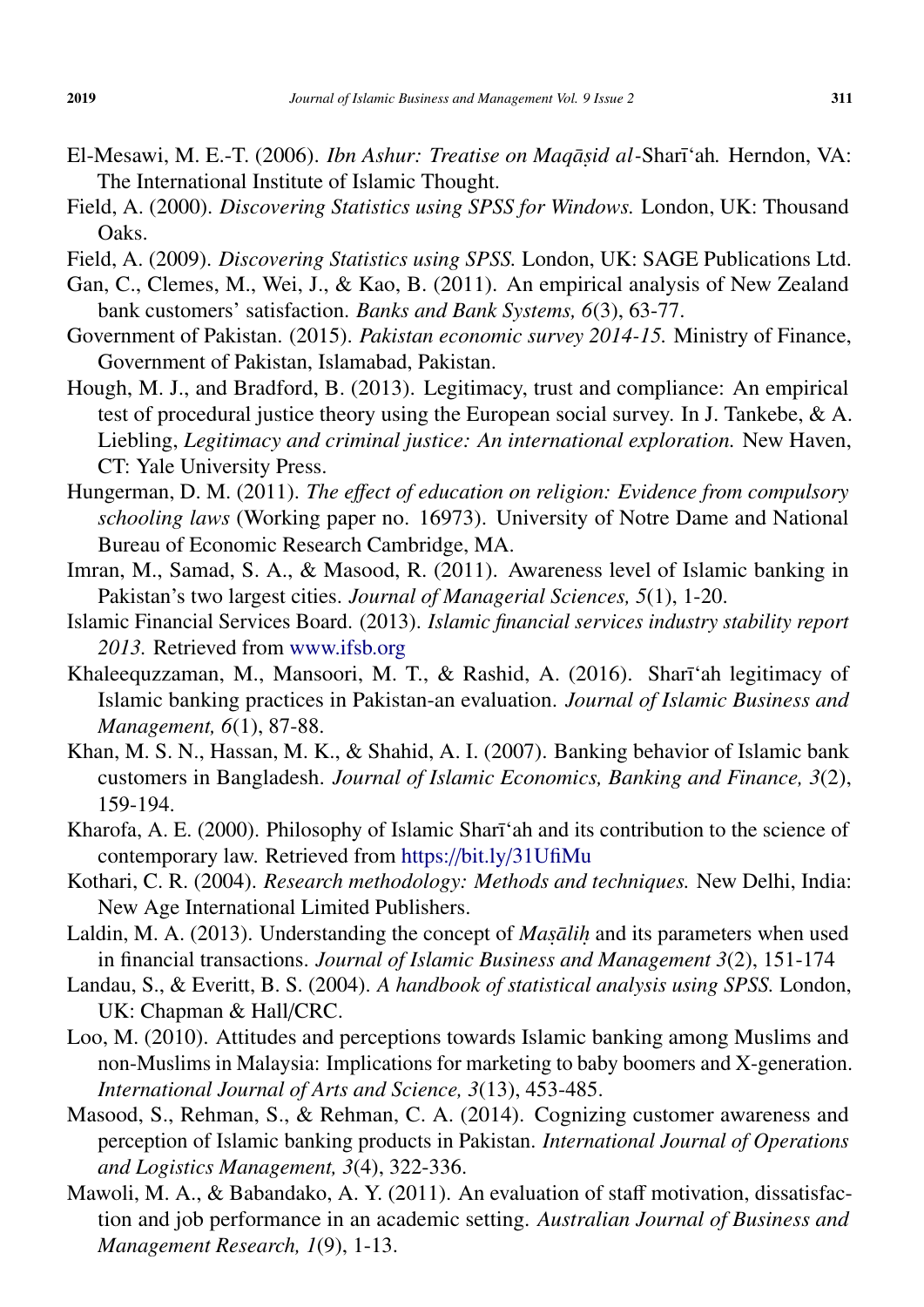El-Mesawi, M. E.-T. (2006). *Ibn Ashur: Treatise on Maqāṣid al*-Sharīʻah*.* Herndon, VA: The International Institute of Islamic Thought.

Field, A. (2000). *Discovering Statistics using SPSS for Windows.* London, UK: Thousand Oaks.

Field, A. (2009). *Discovering Statistics using SPSS.* London, UK: SAGE Publications Ltd.

Gan, C., Clemes, M., Wei, J., & Kao, B. (2011). An empirical analysis of New Zealand bank customers' satisfaction. *Banks and Bank Systems, 6*(3), 63-77.

Government of Pakistan. (2015). *Pakistan economic survey 2014-15.* Ministry of Finance, Government of Pakistan, Islamabad, Pakistan.

Hough, M. J., and Bradford, B. (2013). Legitimacy, trust and compliance: An empirical test of procedural justice theory using the European social survey. In J. Tankebe, & A. Liebling, *Legitimacy and criminal justice: An international exploration.* New Haven, CT: Yale University Press.

Hungerman, D. M. (2011). *The effect of education on religion: Evidence from compulsory schooling laws* (Working paper no. 16973). University of Notre Dame and National Bureau of Economic Research Cambridge, MA.

Imran, M., Samad, S. A., & Masood, R. (2011). Awareness level of Islamic banking in Pakistan's two largest cities. *Journal of Managerial Sciences, 5*(1), 1-20.

Islamic Financial Services Board. (2013). *Islamic financial services industry stability report 2013.* Retrieved from www.ifsb.org

Khaleequzzaman, M., Mansoori, M. T., & Rashid, A. (2016). Sharīʻah legitimacy of Islamic banking practices in Pakistan-an evaluation. *Journal of Islamic Business and Management, 6*(1), 87-88.

Khan, M. S. N., Hassan, M. K., & Shahid, A. I. (2007). Banking behavior of Islamic bank customers in Bangladesh. *Journal of Islamic Economics, Banking and Finance, 3*(2), 159-194.

Kharofa, A. E. (2000). Philosophy of Islamic Sharīʻah and its contribution to the science of contemporary law. Retrieved from https://bit.ly/31UfiMu

Kothari, C. R. (2004). *Research methodology: Methods and techniques.* New Delhi, India: New Age International Limited Publishers.

Laldin, M. A. (2013). Understanding the concept of *Maṣāliḥ* and its parameters when used in financial transactions. *Journal of Islamic Business and Management 3*(2), 151-174

Landau, S., & Everitt, B. S. (2004). *A handbook of statistical analysis using SPSS.* London, UK: Chapman & Hall/CRC.

Loo, M. (2010). Attitudes and perceptions towards Islamic banking among Muslims and non-Muslims in Malaysia: Implications for marketing to baby boomers and X-generation. *International Journal of Arts and Science, 3*(13), 453-485.

Masood, S., Rehman, S., & Rehman, C. A. (2014). Cognizing customer awareness and perception of Islamic banking products in Pakistan. *International Journal of Operations and Logistics Management, 3*(4), 322-336.

Mawoli, M. A., & Babandako, A. Y. (2011). An evaluation of staff motivation, dissatisfaction and job performance in an academic setting. *Australian Journal of Business and Management Research, 1*(9), 1-13.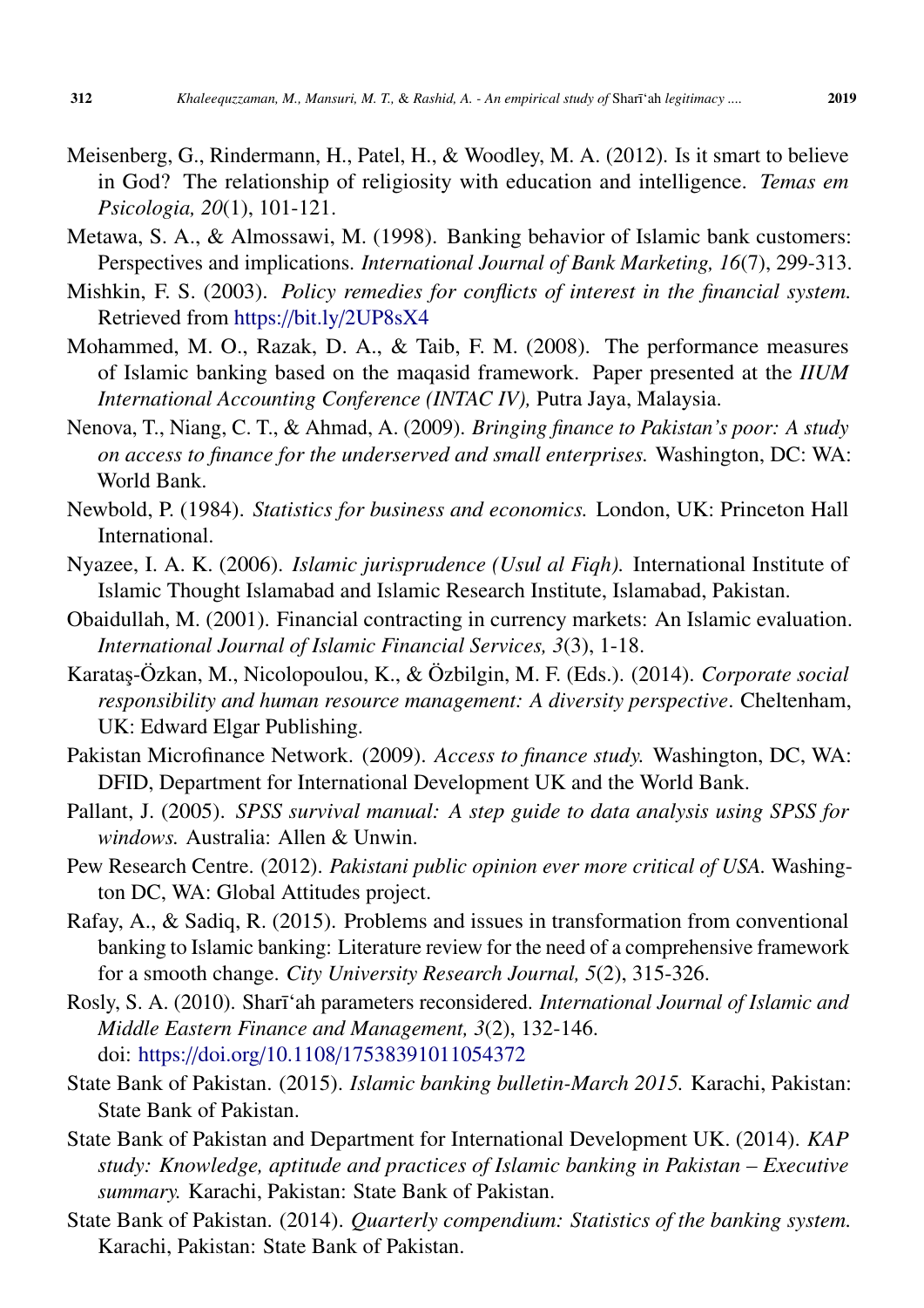Meisenberg, G., Rindermann, H., Patel, H., & Woodley, M. A. (2012). Is it smart to believe in God? The relationship of religiosity with education and intelligence. *Temas em Psicologia, 20*(1), 101-121.

Metawa, S. A., & Almossawi, M. (1998). Banking behavior of Islamic bank customers: Perspectives and implications. *International Journal of Bank Marketing, 16*(7), 299-313.

Mishkin, F. S. (2003). *Policy remedies for conflicts of interest in the financial system.* Retrieved from https://bit.ly/2UP8sX4

Mohammed, M. O., Razak, D. A., & Taib, F. M. (2008). The performance measures of Islamic banking based on the maqasid framework. Paper presented at the *IIUM International Accounting Conference (INTAC IV),* Putra Jaya, Malaysia.

Nenova, T., Niang, C. T., & Ahmad, A. (2009). *Bringing finance to Pakistan's poor: A study on access to finance for the underserved and small enterprises.* Washington, DC: WA: World Bank.

Newbold, P. (1984). *Statistics for business and economics.* London, UK: Princeton Hall International.

Nyazee, I. A. K. (2006). *Islamic jurisprudence (Usul al Fiqh).* International Institute of Islamic Thought Islamabad and Islamic Research Institute, Islamabad, Pakistan.

Obaidullah, M. (2001). Financial contracting in currency markets: An Islamic evaluation. *International Journal of Islamic Financial Services, 3*(3), 1-18.

Karataş-Özkan, M., Nicolopoulou, K., & Özbilgin, M. F. (Eds.). (2014). *Corporate social responsibility and human resource management: A diversity perspective*. Cheltenham, UK: Edward Elgar Publishing.

Pakistan Microfinance Network. (2009). *Access to finance study.* Washington, DC, WA: DFID, Department for International Development UK and the World Bank.

Pallant, J. (2005). *SPSS survival manual: A step guide to data analysis using SPSS for windows.* Australia: Allen & Unwin.

Pew Research Centre. (2012). *Pakistani public opinion ever more critical of USA.* Washington DC, WA: Global Attitudes project.

Rafay, A., & Sadiq, R. (2015). Problems and issues in transformation from conventional banking to Islamic banking: Literature review for the need of a comprehensive framework for a smooth change. *City University Research Journal, 5*(2), 315-326.

Rosly, S. A. (2010). Sharī'ah parameters reconsidered. *International Journal of Islamic and Middle Eastern Finance and Management, 3*(2), 132-146. doi: https://doi.org/10.1108/17538391011054372

State Bank of Pakistan. (2015). *Islamic banking bulletin-March 2015.* Karachi, Pakistan: State Bank of Pakistan.

State Bank of Pakistan and Department for International Development UK. (2014). *KAP study: Knowledge, aptitude and practices of Islamic banking in Pakistan – Executive summary.* Karachi, Pakistan: State Bank of Pakistan.

State Bank of Pakistan. (2014). *Quarterly compendium: Statistics of the banking system.* Karachi, Pakistan: State Bank of Pakistan.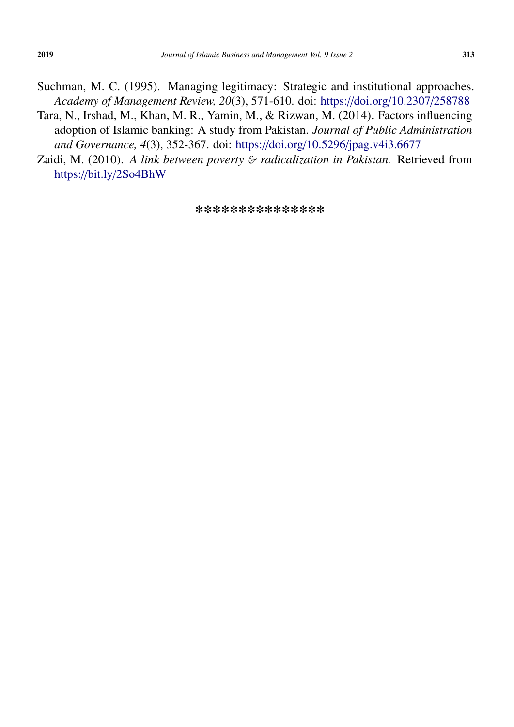Suchman, M. C. (1995). Managing legitimacy: Strategic and institutional approaches. *Academy of Management Review, 20*(3), 571-610. doi: https://doi.org/10.2307/258788

Tara, N., Irshad, M., Khan, M. R., Yamin, M., & Rizwan, M. (2014). Factors influencing adoption of Islamic banking: A study from Pakistan. *Journal of Public Administration and Governance, 4*(3), 352-367. doi: https://doi.org/10.5296/jpag.v4i3.6677

Zaidi, M. (2010). *A link between poverty & radicalization in Pakistan.* Retrieved from https://bit.ly/2So4BhW

**************